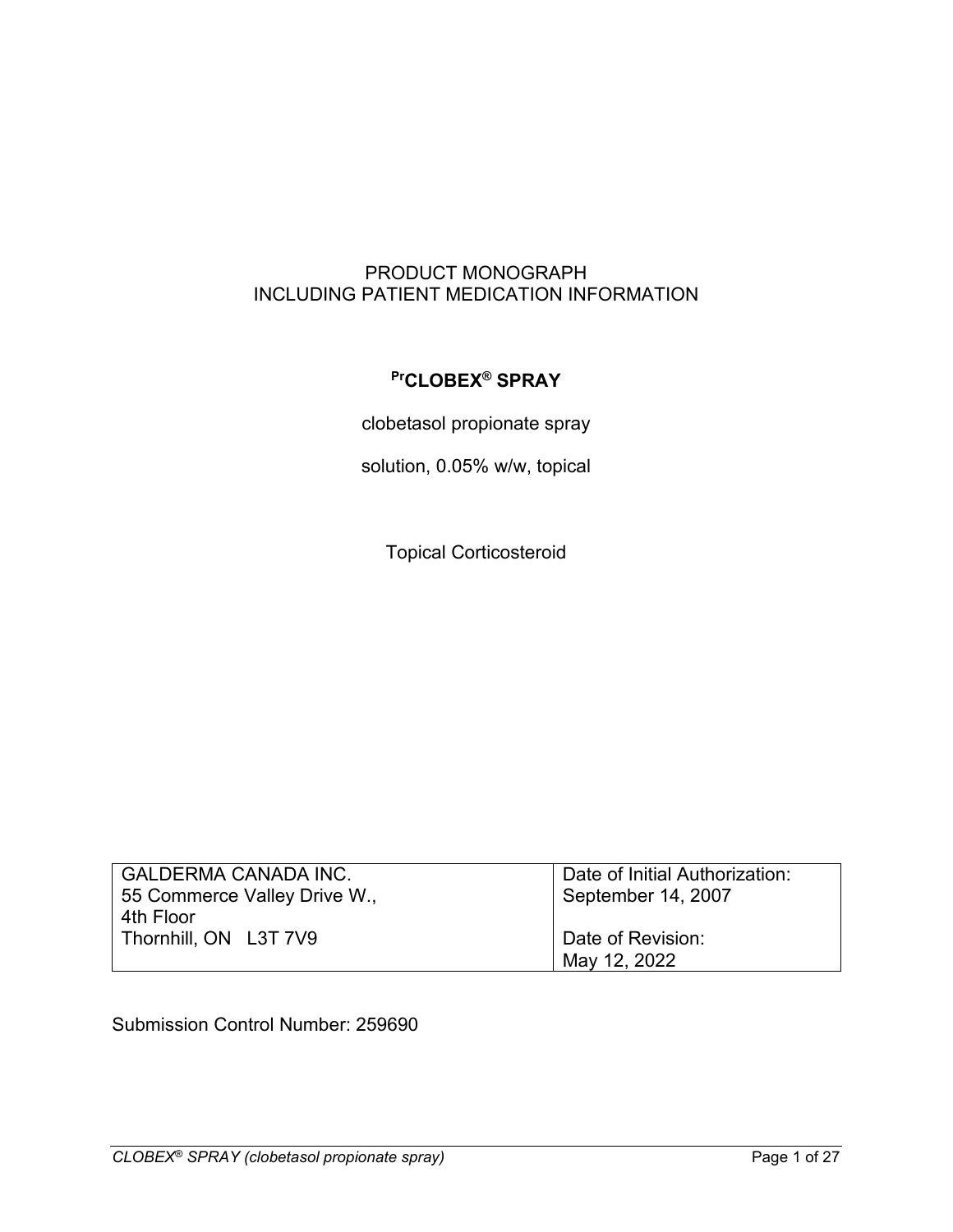PRODUCT MONOGRAPH
INCLUDING PATIENT MEDICATION INFORMATION

# [Pr]CLOBEX® SPRAY

clobetasol propionate spray

solution, 0.05% w/w, topical

Topical Corticosteroid

| GALDERMA CANADA INC.<br>55 Commerce Valley Drive W.,<br>4th Floor<br>Thornhill, ON L3T 7V9 | Date of Initial Authorization:<br>September 14, 2007<br><br>Date of Revision:<br>May 12, 2022 |
|---|---|

Submission Control Number: 259690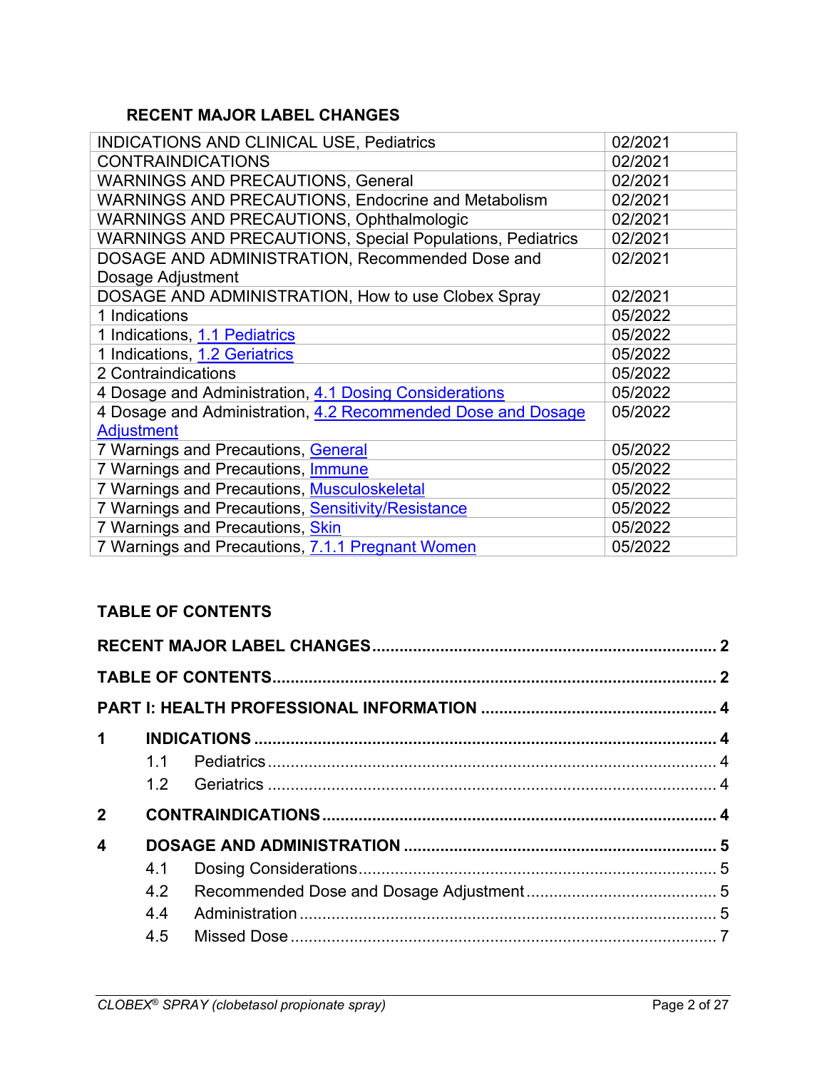## RECENT MAJOR LABEL CHANGES

| | |
|---|---|
| INDICATIONS AND CLINICAL USE, Pediatrics | 02/2021 |
| CONTRAINDICATIONS | 02/2021 |
| WARNINGS AND PRECAUTIONS, General | 02/2021 |
| WARNINGS AND PRECAUTIONS, Endocrine and Metabolism | 02/2021 |
| WARNINGS AND PRECAUTIONS, Ophthalmologic | 02/2021 |
| WARNINGS AND PRECAUTIONS, Special Populations, Pediatrics | 02/2021 |
| DOSAGE AND ADMINISTRATION, Recommended Dose and Dosage Adjustment | 02/2021 |
| DOSAGE AND ADMINISTRATION, How to use Clobex Spray | 02/2021 |
| 1 Indications | 05/2022 |
| 1 Indications, 1.1 Pediatrics | 05/2022 |
| 1 Indications, 1.2 Geriatrics | 05/2022 |
| 2 Contraindications | 05/2022 |
| 4 Dosage and Administration, 4.1 Dosing Considerations | 05/2022 |
| 4 Dosage and Administration, 4.2 Recommended Dose and Dosage Adjustment | 05/2022 |
| 7 Warnings and Precautions, General | 05/2022 |
| 7 Warnings and Precautions, Immune | 05/2022 |
| 7 Warnings and Precautions, Musculoskeletal | 05/2022 |
| 7 Warnings and Precautions, Sensitivity/Resistance | 05/2022 |
| 7 Warnings and Precautions, Skin | 05/2022 |
| 7 Warnings and Precautions, 7.1.1 Pregnant Women | 05/2022 |

## TABLE OF CONTENTS

**RECENT MAJOR LABEL CHANGES** ..... 2

**TABLE OF CONTENTS** ..... 2

**PART I: HEALTH PROFESSIONAL INFORMATION** ..... 4

**1 INDICATIONS** ..... 4
- 1.1 Pediatrics ..... 4
- 1.2 Geriatrics ..... 4

**2 CONTRAINDICATIONS** ..... 4

**4 DOSAGE AND ADMINISTRATION** ..... 5
- 4.1 Dosing Considerations ..... 5
- 4.2 Recommended Dose and Dosage Adjustment ..... 5
- 4.4 Administration ..... 5
- 4.5 Missed Dose ..... 7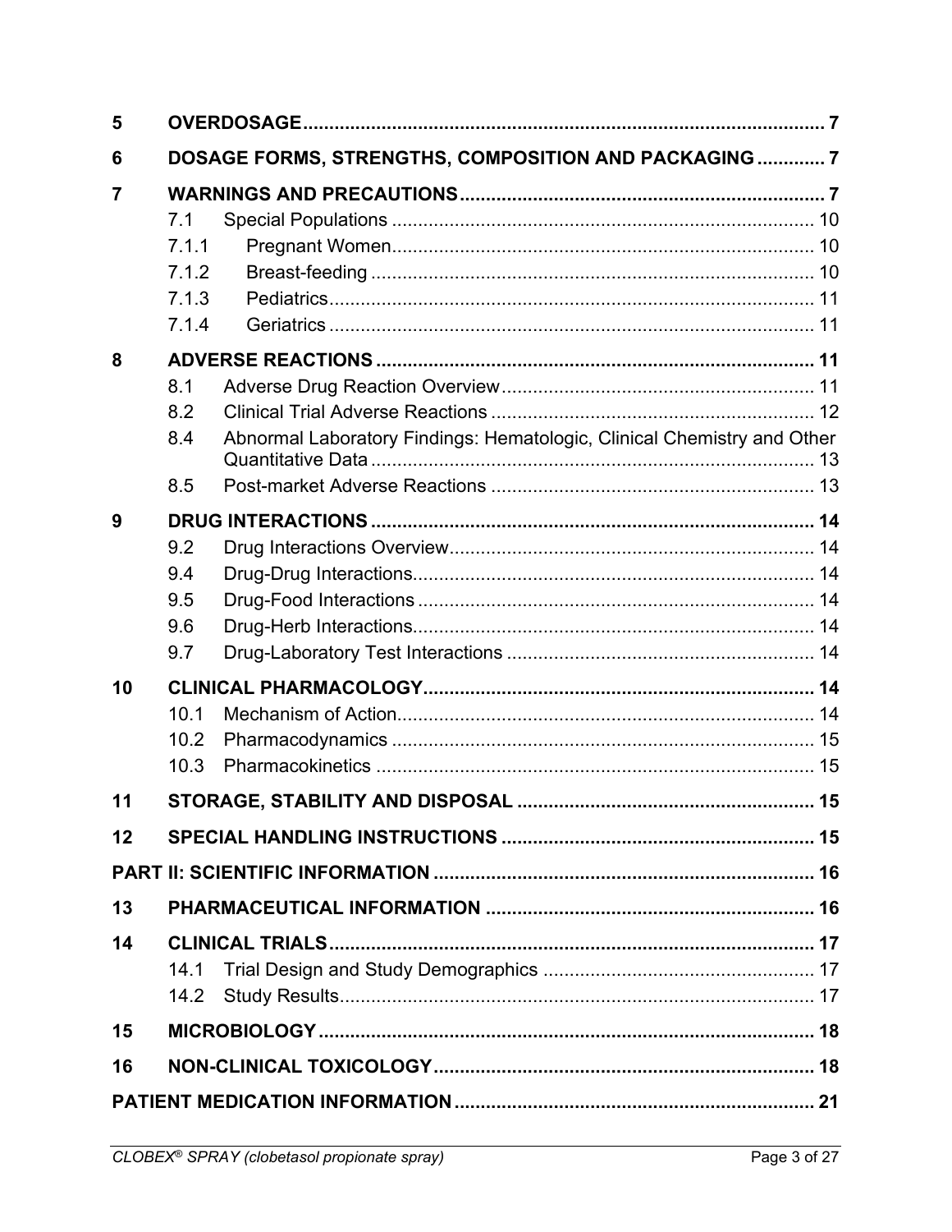| | | |
|---|---|---|
| **5** | **OVERDOSAGE** | **7** |
| **6** | **DOSAGE FORMS, STRENGTHS, COMPOSITION AND PACKAGING** | **7** |
| **7** | **WARNINGS AND PRECAUTIONS** | **7** |
| | 7.1 Special Populations | 10 |
| | 7.1.1 Pregnant Women | 10 |
| | 7.1.2 Breast-feeding | 10 |
| | 7.1.3 Pediatrics | 11 |
| | 7.1.4 Geriatrics | 11 |
| **8** | **ADVERSE REACTIONS** | **11** |
| | 8.1 Adverse Drug Reaction Overview | 11 |
| | 8.2 Clinical Trial Adverse Reactions | 12 |
| | 8.4 Abnormal Laboratory Findings: Hematologic, Clinical Chemistry and Other Quantitative Data | 13 |
| | 8.5 Post-market Adverse Reactions | 13 |
| **9** | **DRUG INTERACTIONS** | **14** |
| | 9.2 Drug Interactions Overview | 14 |
| | 9.4 Drug-Drug Interactions | 14 |
| | 9.5 Drug-Food Interactions | 14 |
| | 9.6 Drug-Herb Interactions | 14 |
| | 9.7 Drug-Laboratory Test Interactions | 14 |
| **10** | **CLINICAL PHARMACOLOGY** | **14** |
| | 10.1 Mechanism of Action | 14 |
| | 10.2 Pharmacodynamics | 15 |
| | 10.3 Pharmacokinetics | 15 |
| **11** | **STORAGE, STABILITY AND DISPOSAL** | **15** |
| **12** | **SPECIAL HANDLING INSTRUCTIONS** | **15** |
| **PART II: SCIENTIFIC INFORMATION** | | **16** |
| **13** | **PHARMACEUTICAL INFORMATION** | **16** |
| **14** | **CLINICAL TRIALS** | **17** |
| | 14.1 Trial Design and Study Demographics | 17 |
| | 14.2 Study Results | 17 |
| **15** | **MICROBIOLOGY** | **18** |
| **16** | **NON-CLINICAL TOXICOLOGY** | **18** |
| **PATIENT MEDICATION INFORMATION** | | **21** |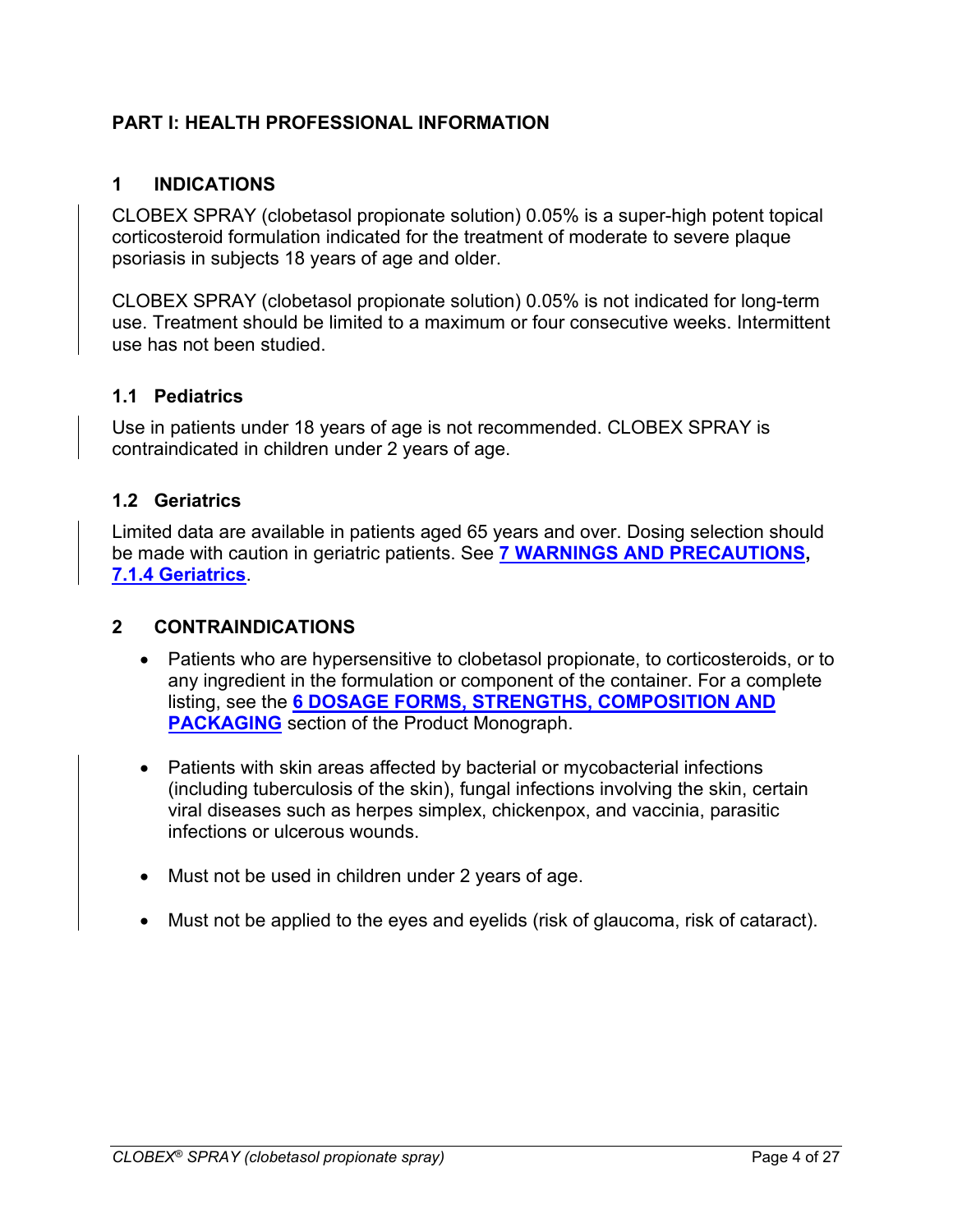# PART I: HEALTH PROFESSIONAL INFORMATION

## 1 INDICATIONS

CLOBEX SPRAY (clobetasol propionate solution) 0.05% is a super-high potent topical corticosteroid formulation indicated for the treatment of moderate to severe plaque psoriasis in subjects 18 years of age and older.

CLOBEX SPRAY (clobetasol propionate solution) 0.05% is not indicated for long-term use. Treatment should be limited to a maximum or four consecutive weeks. Intermittent use has not been studied.

### 1.1 Pediatrics

Use in patients under 18 years of age is not recommended. CLOBEX SPRAY is contraindicated in children under 2 years of age.

### 1.2 Geriatrics

Limited data are available in patients aged 65 years and over. Dosing selection should be made with caution in geriatric patients. See **7 WARNINGS AND PRECAUTIONS, 7.1.4 Geriatrics**.

## 2 CONTRAINDICATIONS

- Patients who are hypersensitive to clobetasol propionate, to corticosteroids, or to any ingredient in the formulation or component of the container. For a complete listing, see the **6 DOSAGE FORMS, STRENGTHS, COMPOSITION AND PACKAGING** section of the Product Monograph.
- Patients with skin areas affected by bacterial or mycobacterial infections (including tuberculosis of the skin), fungal infections involving the skin, certain viral diseases such as herpes simplex, chickenpox, and vaccinia, parasitic infections or ulcerous wounds.
- Must not be used in children under 2 years of age.
- Must not be applied to the eyes and eyelids (risk of glaucoma, risk of cataract).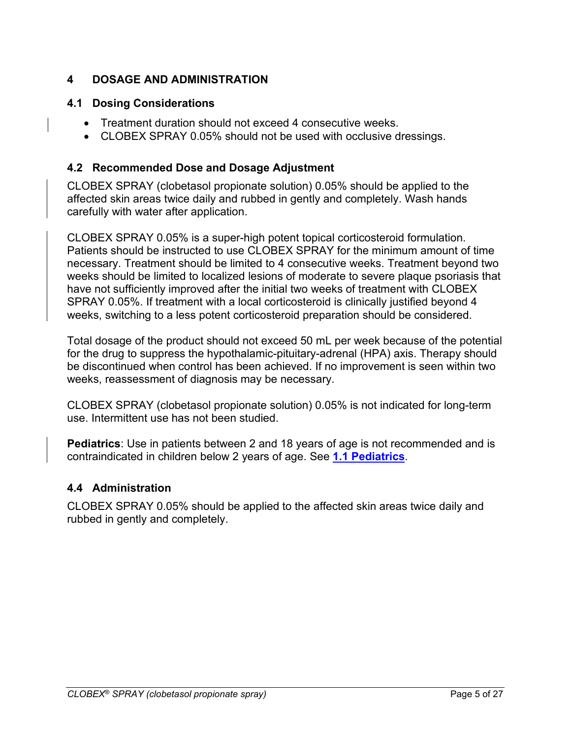# 4 DOSAGE AND ADMINISTRATION

## 4.1 Dosing Considerations

- Treatment duration should not exceed 4 consecutive weeks.
- CLOBEX SPRAY 0.05% should not be used with occlusive dressings.

## 4.2 Recommended Dose and Dosage Adjustment

CLOBEX SPRAY (clobetasol propionate solution) 0.05% should be applied to the affected skin areas twice daily and rubbed in gently and completely. Wash hands carefully with water after application.

CLOBEX SPRAY 0.05% is a super-high potent topical corticosteroid formulation. Patients should be instructed to use CLOBEX SPRAY for the minimum amount of time necessary. Treatment should be limited to 4 consecutive weeks. Treatment beyond two weeks should be limited to localized lesions of moderate to severe plaque psoriasis that have not sufficiently improved after the initial two weeks of treatment with CLOBEX SPRAY 0.05%. If treatment with a local corticosteroid is clinically justified beyond 4 weeks, switching to a less potent corticosteroid preparation should be considered.

Total dosage of the product should not exceed 50 mL per week because of the potential for the drug to suppress the hypothalamic-pituitary-adrenal (HPA) axis. Therapy should be discontinued when control has been achieved. If no improvement is seen within two weeks, reassessment of diagnosis may be necessary.

CLOBEX SPRAY (clobetasol propionate solution) 0.05% is not indicated for long-term use. Intermittent use has not been studied.

**Pediatrics**: Use in patients between 2 and 18 years of age is not recommended and is contraindicated in children below 2 years of age. See **1.1 Pediatrics**.

## 4.4 Administration

CLOBEX SPRAY 0.05% should be applied to the affected skin areas twice daily and rubbed in gently and completely.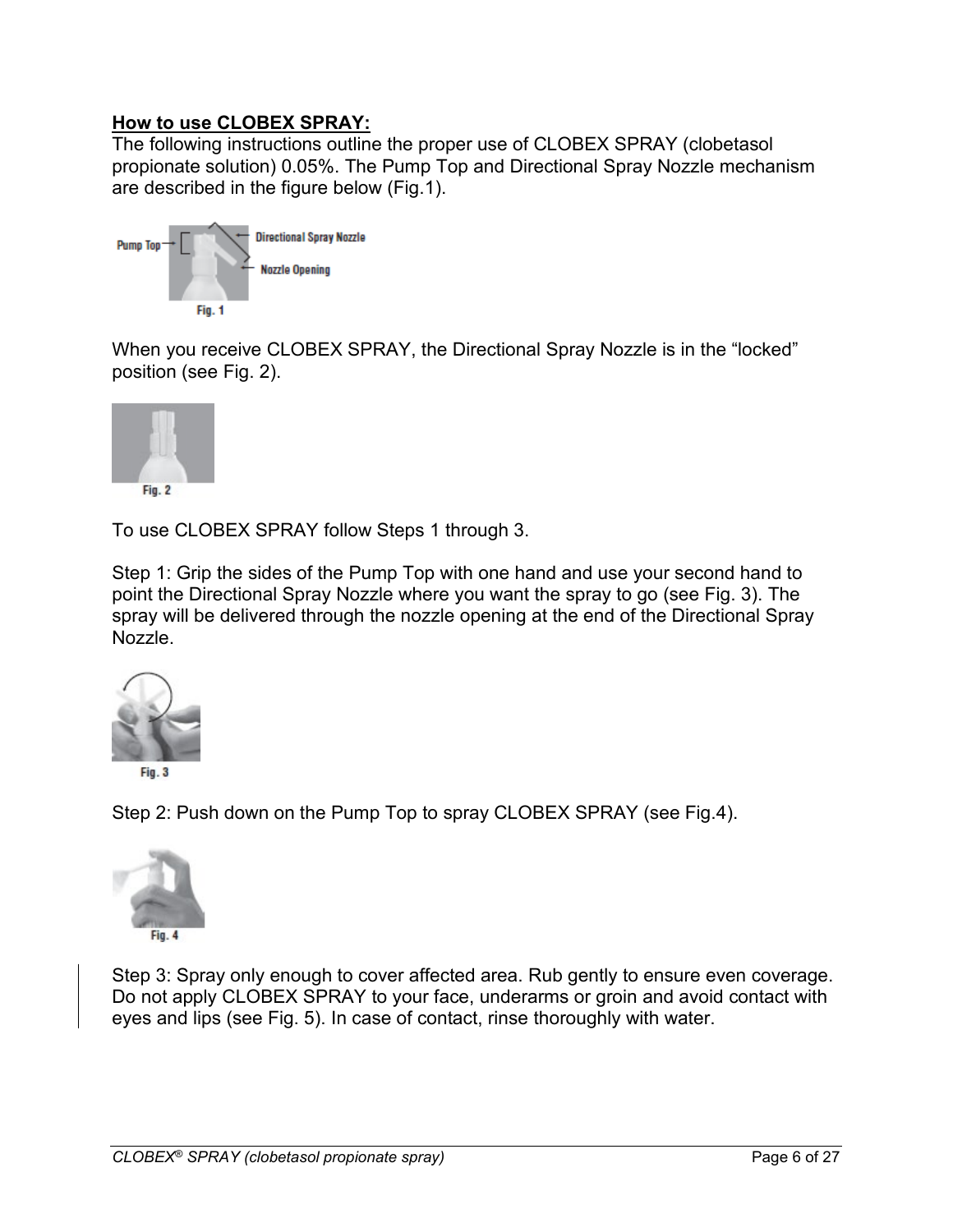**How to use CLOBEX SPRAY:**

The following instructions outline the proper use of CLOBEX SPRAY (clobetasol propionate solution) 0.05%. The Pump Top and Directional Spray Nozzle mechanism are described in the figure below (Fig.1).

Pump Top — Directional Spray Nozzle — Nozzle Opening

Fig. 1

When you receive CLOBEX SPRAY, the Directional Spray Nozzle is in the "locked" position (see Fig. 2).

Fig. 2

To use CLOBEX SPRAY follow Steps 1 through 3.

Step 1: Grip the sides of the Pump Top with one hand and use your second hand to point the Directional Spray Nozzle where you want the spray to go (see Fig. 3). The spray will be delivered through the nozzle opening at the end of the Directional Spray Nozzle.

Fig. 3

Step 2: Push down on the Pump Top to spray CLOBEX SPRAY (see Fig.4).

Fig. 4

Step 3: Spray only enough to cover affected area. Rub gently to ensure even coverage. Do not apply CLOBEX SPRAY to your face, underarms or groin and avoid contact with eyes and lips (see Fig. 5). In case of contact, rinse thoroughly with water.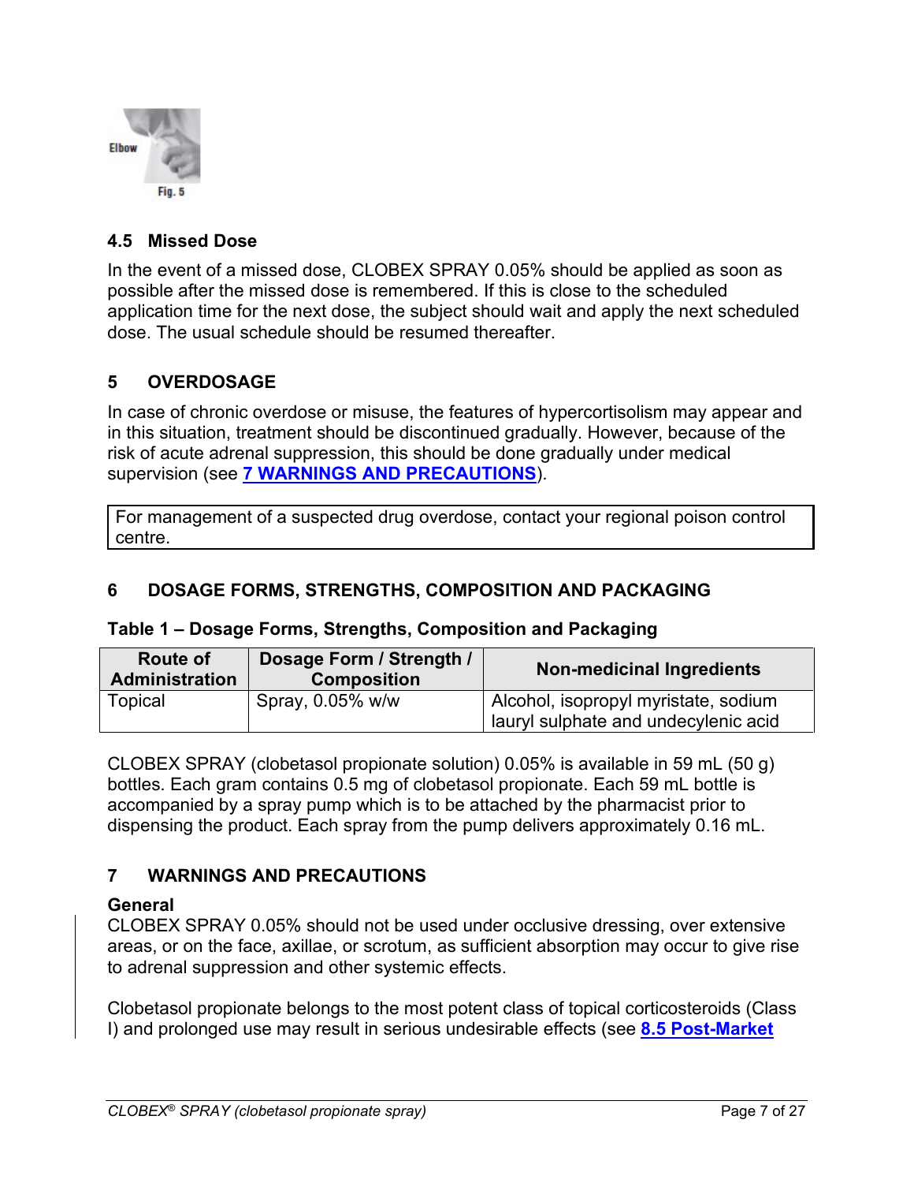Elbow

Fig. 5

### 4.5 Missed Dose

In the event of a missed dose, CLOBEX SPRAY 0.05% should be applied as soon as possible after the missed dose is remembered. If this is close to the scheduled application time for the next dose, the subject should wait and apply the next scheduled dose. The usual schedule should be resumed thereafter.

## 5 OVERDOSAGE

In case of chronic overdose or misuse, the features of hypercortisolism may appear and in this situation, treatment should be discontinued gradually. However, because of the risk of acute adrenal suppression, this should be done gradually under medical supervision (see **7 WARNINGS AND PRECAUTIONS**).

| For management of a suspected drug overdose, contact your regional poison control centre. |
|---|

## 6 DOSAGE FORMS, STRENGTHS, COMPOSITION AND PACKAGING

**Table 1 – Dosage Forms, Strengths, Composition and Packaging**

| Route of Administration | Dosage Form / Strength / Composition | Non-medicinal Ingredients |
|---|---|---|
| Topical | Spray, 0.05% w/w | Alcohol, isopropyl myristate, sodium lauryl sulphate and undecylenic acid |

CLOBEX SPRAY (clobetasol propionate solution) 0.05% is available in 59 mL (50 g) bottles. Each gram contains 0.5 mg of clobetasol propionate. Each 59 mL bottle is accompanied by a spray pump which is to be attached by the pharmacist prior to dispensing the product. Each spray from the pump delivers approximately 0.16 mL.

## 7 WARNINGS AND PRECAUTIONS

**General**

CLOBEX SPRAY 0.05% should not be used under occlusive dressing, over extensive areas, or on the face, axillae, or scrotum, as sufficient absorption may occur to give rise to adrenal suppression and other systemic effects.

Clobetasol propionate belongs to the most potent class of topical corticosteroids (Class I) and prolonged use may result in serious undesirable effects (see **8.5 Post-Market**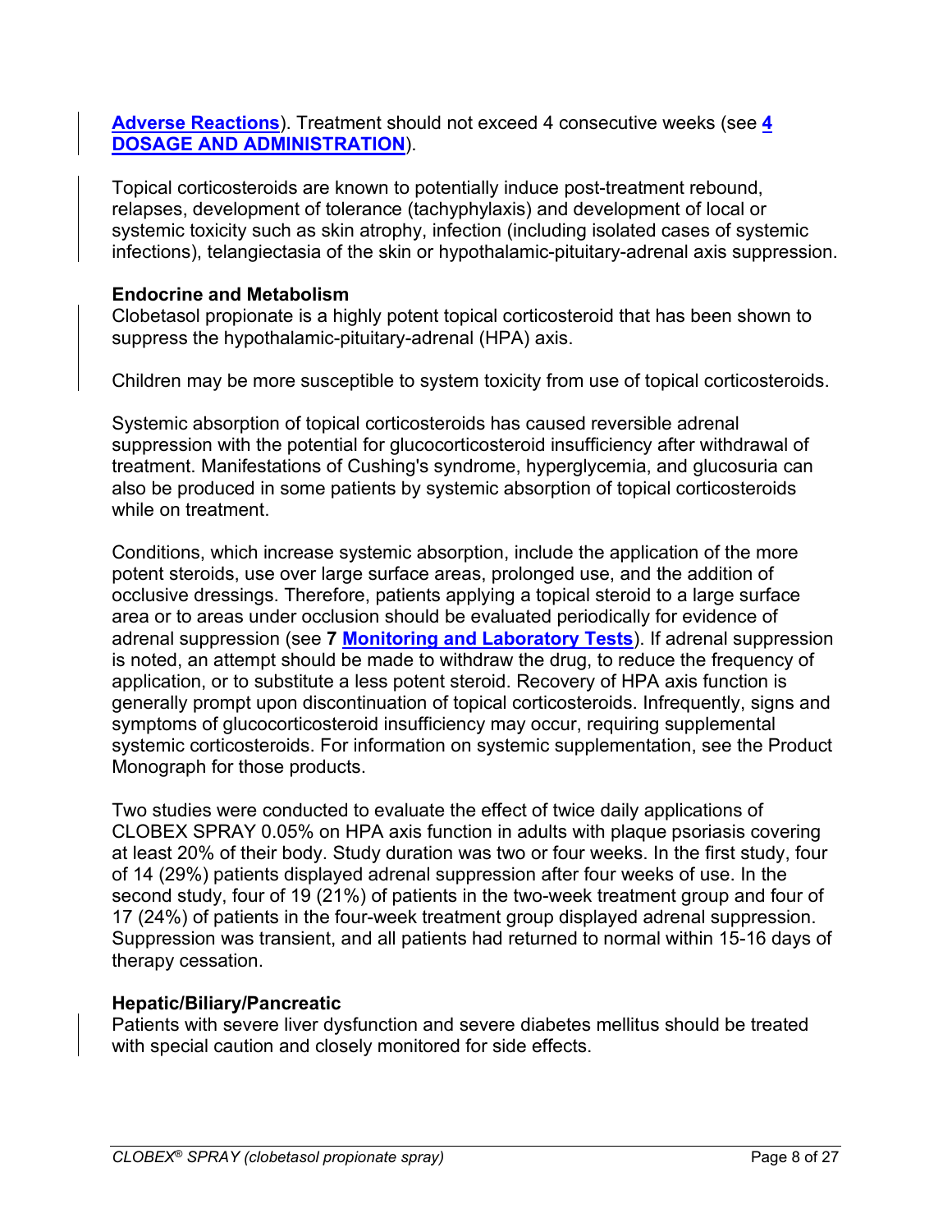**Adverse Reactions**). Treatment should not exceed 4 consecutive weeks (see **4 DOSAGE AND ADMINISTRATION**).

Topical corticosteroids are known to potentially induce post-treatment rebound, relapses, development of tolerance (tachyphylaxis) and development of local or systemic toxicity such as skin atrophy, infection (including isolated cases of systemic infections), telangiectasia of the skin or hypothalamic-pituitary-adrenal axis suppression.

**Endocrine and Metabolism**

Clobetasol propionate is a highly potent topical corticosteroid that has been shown to suppress the hypothalamic-pituitary-adrenal (HPA) axis.

Children may be more susceptible to system toxicity from use of topical corticosteroids.

Systemic absorption of topical corticosteroids has caused reversible adrenal suppression with the potential for glucocorticosteroid insufficiency after withdrawal of treatment. Manifestations of Cushing's syndrome, hyperglycemia, and glucosuria can also be produced in some patients by systemic absorption of topical corticosteroids while on treatment.

Conditions, which increase systemic absorption, include the application of the more potent steroids, use over large surface areas, prolonged use, and the addition of occlusive dressings. Therefore, patients applying a topical steroid to a large surface area or to areas under occlusion should be evaluated periodically for evidence of adrenal suppression (see **7 Monitoring and Laboratory Tests**). If adrenal suppression is noted, an attempt should be made to withdraw the drug, to reduce the frequency of application, or to substitute a less potent steroid. Recovery of HPA axis function is generally prompt upon discontinuation of topical corticosteroids. Infrequently, signs and symptoms of glucocorticosteroid insufficiency may occur, requiring supplemental systemic corticosteroids. For information on systemic supplementation, see the Product Monograph for those products.

Two studies were conducted to evaluate the effect of twice daily applications of CLOBEX SPRAY 0.05% on HPA axis function in adults with plaque psoriasis covering at least 20% of their body. Study duration was two or four weeks. In the first study, four of 14 (29%) patients displayed adrenal suppression after four weeks of use. In the second study, four of 19 (21%) of patients in the two-week treatment group and four of 17 (24%) of patients in the four-week treatment group displayed adrenal suppression. Suppression was transient, and all patients had returned to normal within 15-16 days of therapy cessation.

**Hepatic/Biliary/Pancreatic**

Patients with severe liver dysfunction and severe diabetes mellitus should be treated with special caution and closely monitored for side effects.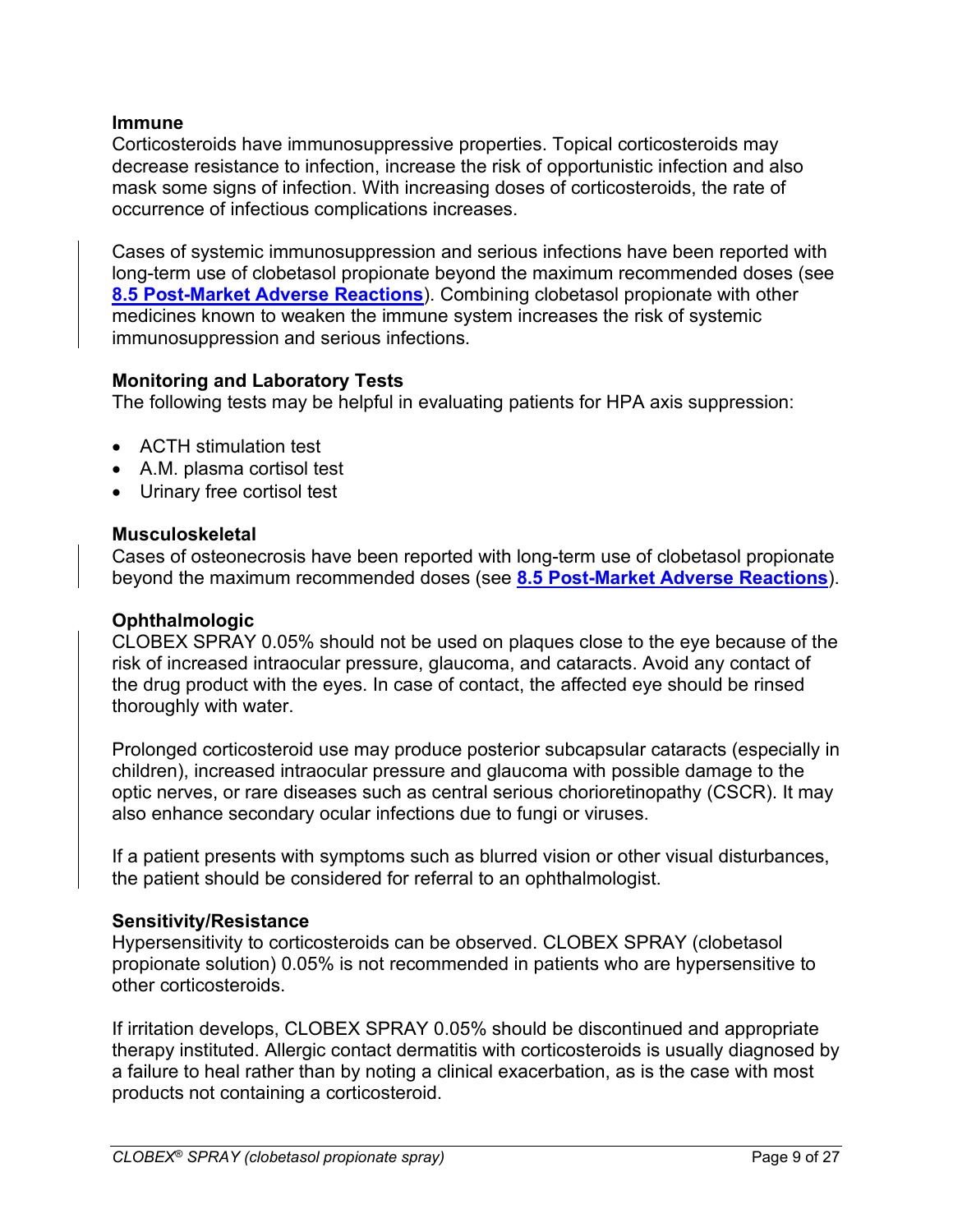**Immune**

Corticosteroids have immunosuppressive properties. Topical corticosteroids may decrease resistance to infection, increase the risk of opportunistic infection and also mask some signs of infection. With increasing doses of corticosteroids, the rate of occurrence of infectious complications increases.

Cases of systemic immunosuppression and serious infections have been reported with long-term use of clobetasol propionate beyond the maximum recommended doses (see **8.5 Post-Market Adverse Reactions**). Combining clobetasol propionate with other medicines known to weaken the immune system increases the risk of systemic immunosuppression and serious infections.

**Monitoring and Laboratory Tests**

The following tests may be helpful in evaluating patients for HPA axis suppression:

- ACTH stimulation test
- A.M. plasma cortisol test
- Urinary free cortisol test

**Musculoskeletal**

Cases of osteonecrosis have been reported with long-term use of clobetasol propionate beyond the maximum recommended doses (see **8.5 Post-Market Adverse Reactions**).

**Ophthalmologic**

CLOBEX SPRAY 0.05% should not be used on plaques close to the eye because of the risk of increased intraocular pressure, glaucoma, and cataracts. Avoid any contact of the drug product with the eyes. In case of contact, the affected eye should be rinsed thoroughly with water.

Prolonged corticosteroid use may produce posterior subcapsular cataracts (especially in children), increased intraocular pressure and glaucoma with possible damage to the optic nerves, or rare diseases such as central serious chorioretinopathy (CSCR). It may also enhance secondary ocular infections due to fungi or viruses.

If a patient presents with symptoms such as blurred vision or other visual disturbances, the patient should be considered for referral to an ophthalmologist.

**Sensitivity/Resistance**

Hypersensitivity to corticosteroids can be observed. CLOBEX SPRAY (clobetasol propionate solution) 0.05% is not recommended in patients who are hypersensitive to other corticosteroids.

If irritation develops, CLOBEX SPRAY 0.05% should be discontinued and appropriate therapy instituted. Allergic contact dermatitis with corticosteroids is usually diagnosed by a failure to heal rather than by noting a clinical exacerbation, as is the case with most products not containing a corticosteroid.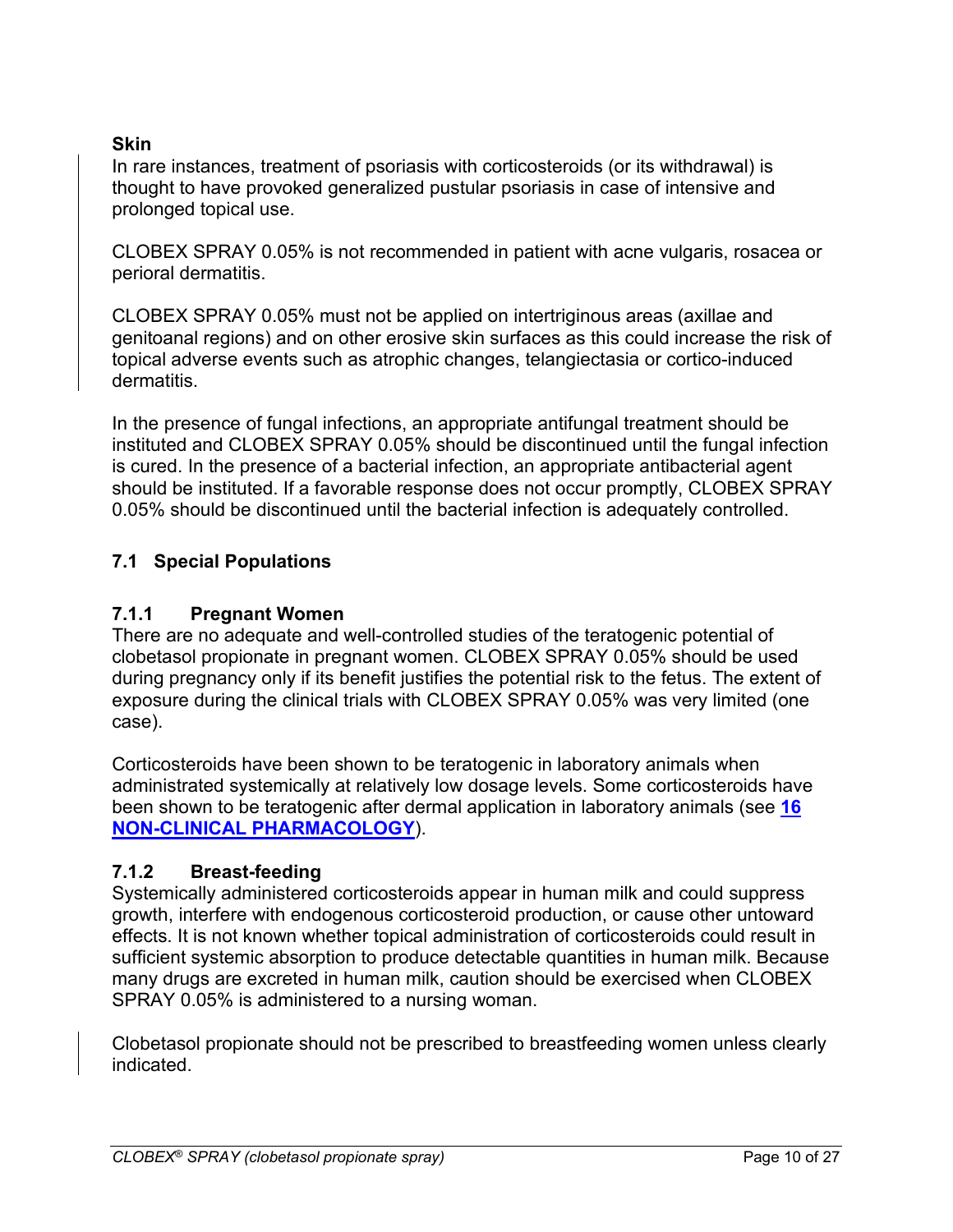**Skin**

In rare instances, treatment of psoriasis with corticosteroids (or its withdrawal) is thought to have provoked generalized pustular psoriasis in case of intensive and prolonged topical use.

CLOBEX SPRAY 0.05% is not recommended in patient with acne vulgaris, rosacea or perioral dermatitis.

CLOBEX SPRAY 0.05% must not be applied on intertriginous areas (axillae and genitoanal regions) and on other erosive skin surfaces as this could increase the risk of topical adverse events such as atrophic changes, telangiectasia or cortico-induced dermatitis.

In the presence of fungal infections, an appropriate antifungal treatment should be instituted and CLOBEX SPRAY 0.05% should be discontinued until the fungal infection is cured. In the presence of a bacterial infection, an appropriate antibacterial agent should be instituted. If a favorable response does not occur promptly, CLOBEX SPRAY 0.05% should be discontinued until the bacterial infection is adequately controlled.

## 7.1 Special Populations

### 7.1.1 Pregnant Women

There are no adequate and well-controlled studies of the teratogenic potential of clobetasol propionate in pregnant women. CLOBEX SPRAY 0.05% should be used during pregnancy only if its benefit justifies the potential risk to the fetus. The extent of exposure during the clinical trials with CLOBEX SPRAY 0.05% was very limited (one case).

Corticosteroids have been shown to be teratogenic in laboratory animals when administrated systemically at relatively low dosage levels. Some corticosteroids have been shown to be teratogenic after dermal application in laboratory animals (see **16 NON-CLINICAL PHARMACOLOGY**).

### 7.1.2 Breast-feeding

Systemically administered corticosteroids appear in human milk and could suppress growth, interfere with endogenous corticosteroid production, or cause other untoward effects. It is not known whether topical administration of corticosteroids could result in sufficient systemic absorption to produce detectable quantities in human milk. Because many drugs are excreted in human milk, caution should be exercised when CLOBEX SPRAY 0.05% is administered to a nursing woman.

Clobetasol propionate should not be prescribed to breastfeeding women unless clearly indicated.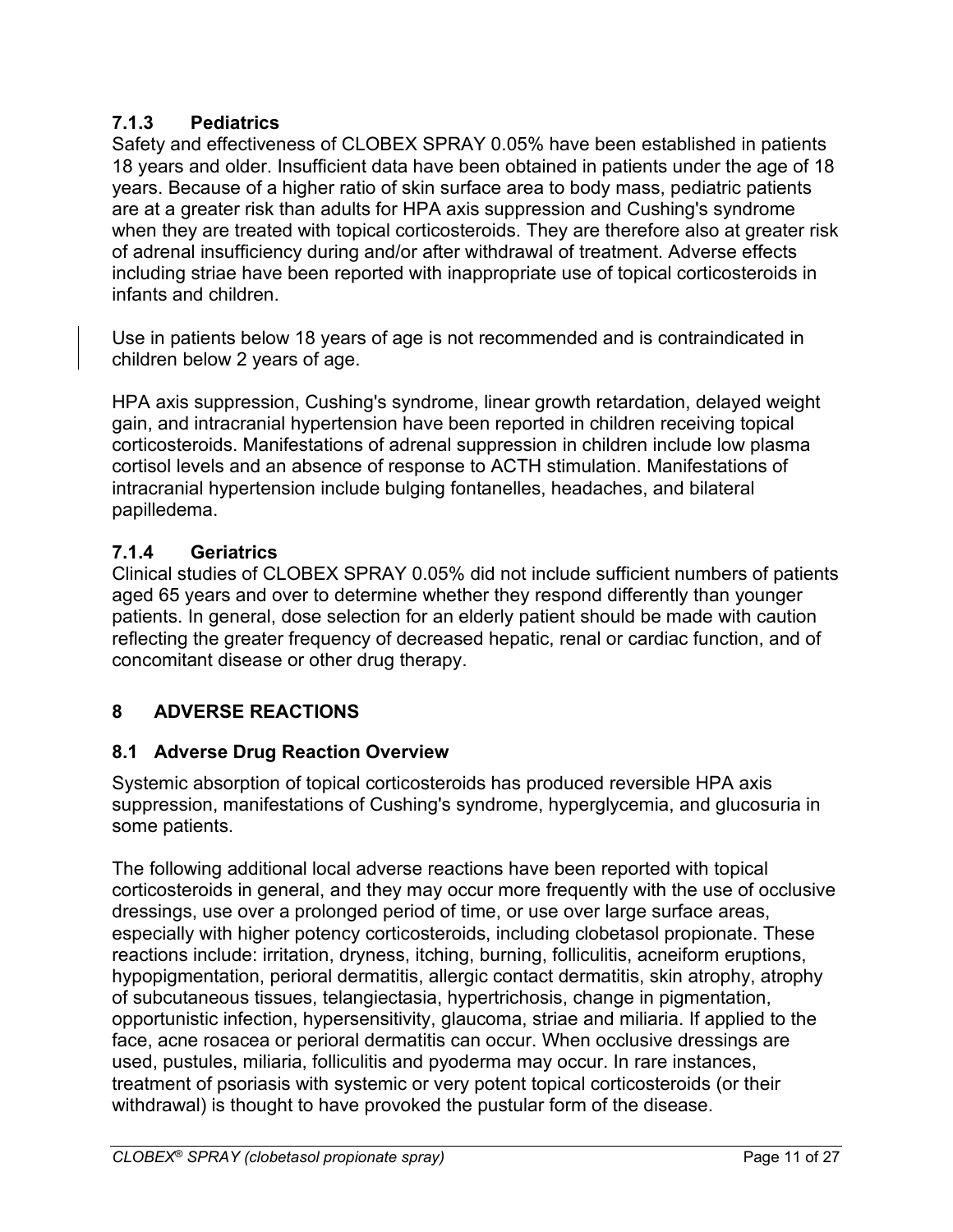### 7.1.3 Pediatrics

Safety and effectiveness of CLOBEX SPRAY 0.05% have been established in patients 18 years and older. Insufficient data have been obtained in patients under the age of 18 years. Because of a higher ratio of skin surface area to body mass, pediatric patients are at a greater risk than adults for HPA axis suppression and Cushing's syndrome when they are treated with topical corticosteroids. They are therefore also at greater risk of adrenal insufficiency during and/or after withdrawal of treatment. Adverse effects including striae have been reported with inappropriate use of topical corticosteroids in infants and children.

Use in patients below 18 years of age is not recommended and is contraindicated in children below 2 years of age.

HPA axis suppression, Cushing's syndrome, linear growth retardation, delayed weight gain, and intracranial hypertension have been reported in children receiving topical corticosteroids. Manifestations of adrenal suppression in children include low plasma cortisol levels and an absence of response to ACTH stimulation. Manifestations of intracranial hypertension include bulging fontanelles, headaches, and bilateral papilledema.

### 7.1.4 Geriatrics

Clinical studies of CLOBEX SPRAY 0.05% did not include sufficient numbers of patients aged 65 years and over to determine whether they respond differently than younger patients. In general, dose selection for an elderly patient should be made with caution reflecting the greater frequency of decreased hepatic, renal or cardiac function, and of concomitant disease or other drug therapy.

# 8 ADVERSE REACTIONS

## 8.1 Adverse Drug Reaction Overview

Systemic absorption of topical corticosteroids has produced reversible HPA axis suppression, manifestations of Cushing's syndrome, hyperglycemia, and glucosuria in some patients.

The following additional local adverse reactions have been reported with topical corticosteroids in general, and they may occur more frequently with the use of occlusive dressings, use over a prolonged period of time, or use over large surface areas, especially with higher potency corticosteroids, including clobetasol propionate. These reactions include: irritation, dryness, itching, burning, folliculitis, acneiform eruptions, hypopigmentation, perioral dermatitis, allergic contact dermatitis, skin atrophy, atrophy of subcutaneous tissues, telangiectasia, hypertrichosis, change in pigmentation, opportunistic infection, hypersensitivity, glaucoma, striae and miliaria. If applied to the face, acne rosacea or perioral dermatitis can occur. When occlusive dressings are used, pustules, miliaria, folliculitis and pyoderma may occur. In rare instances, treatment of psoriasis with systemic or very potent topical corticosteroids (or their withdrawal) is thought to have provoked the pustular form of the disease.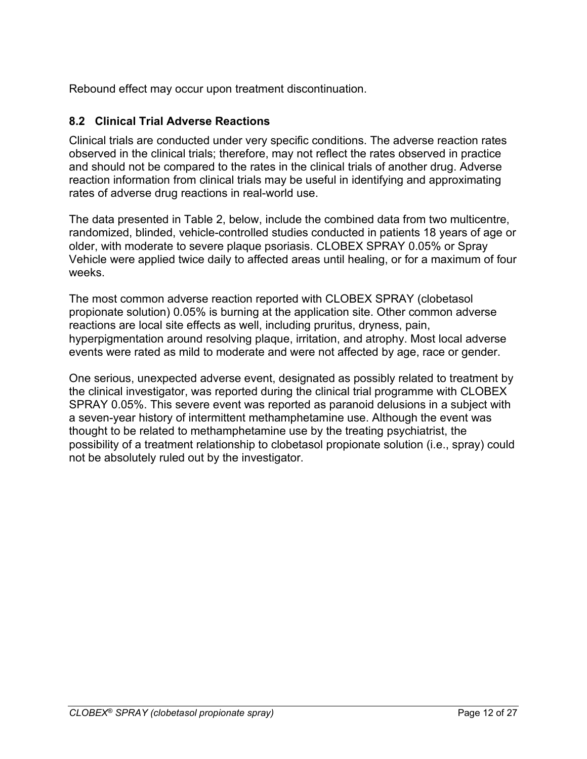Rebound effect may occur upon treatment discontinuation.

## 8.2 Clinical Trial Adverse Reactions

Clinical trials are conducted under very specific conditions. The adverse reaction rates observed in the clinical trials; therefore, may not reflect the rates observed in practice and should not be compared to the rates in the clinical trials of another drug. Adverse reaction information from clinical trials may be useful in identifying and approximating rates of adverse drug reactions in real-world use.

The data presented in Table 2, below, include the combined data from two multicentre, randomized, blinded, vehicle-controlled studies conducted in patients 18 years of age or older, with moderate to severe plaque psoriasis. CLOBEX SPRAY 0.05% or Spray Vehicle were applied twice daily to affected areas until healing, or for a maximum of four weeks.

The most common adverse reaction reported with CLOBEX SPRAY (clobetasol propionate solution) 0.05% is burning at the application site. Other common adverse reactions are local site effects as well, including pruritus, dryness, pain, hyperpigmentation around resolving plaque, irritation, and atrophy. Most local adverse events were rated as mild to moderate and were not affected by age, race or gender.

One serious, unexpected adverse event, designated as possibly related to treatment by the clinical investigator, was reported during the clinical trial programme with CLOBEX SPRAY 0.05%. This severe event was reported as paranoid delusions in a subject with a seven-year history of intermittent methamphetamine use. Although the event was thought to be related to methamphetamine use by the treating psychiatrist, the possibility of a treatment relationship to clobetasol propionate solution (i.e., spray) could not be absolutely ruled out by the investigator.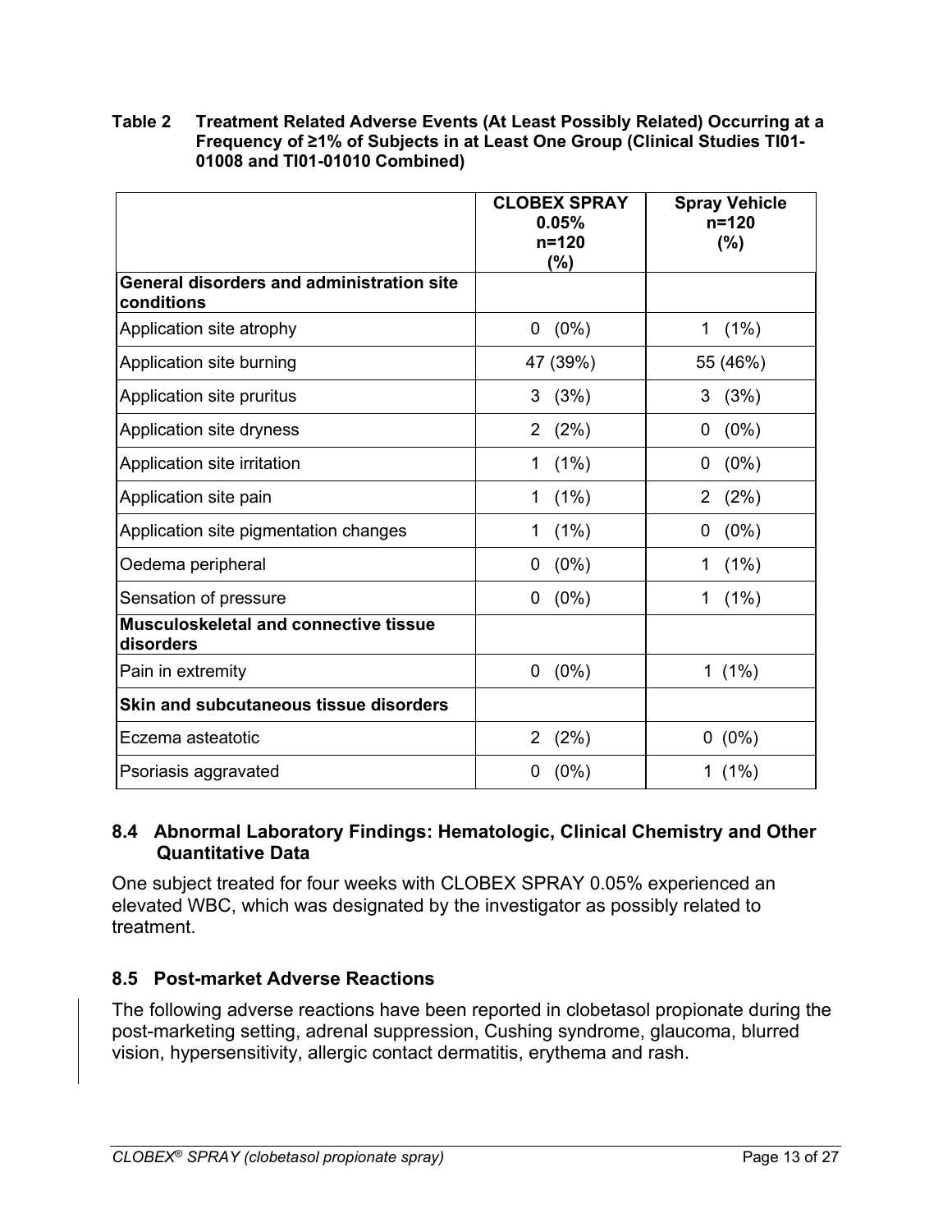**Table 2 Treatment Related Adverse Events (At Least Possibly Related) Occurring at a Frequency of ≥1% of Subjects in at Least One Group (Clinical Studies TI01-01008 and TI01-01010 Combined)**

| | CLOBEX SPRAY 0.05% n=120 (%) | Spray Vehicle n=120 (%) |
|---|---|---|
| **General disorders and administration site conditions** | | |
| Application site atrophy | 0 (0%) | 1 (1%) |
| Application site burning | 47 (39%) | 55 (46%) |
| Application site pruritus | 3 (3%) | 3 (3%) |
| Application site dryness | 2 (2%) | 0 (0%) |
| Application site irritation | 1 (1%) | 0 (0%) |
| Application site pain | 1 (1%) | 2 (2%) |
| Application site pigmentation changes | 1 (1%) | 0 (0%) |
| Oedema peripheral | 0 (0%) | 1 (1%) |
| Sensation of pressure | 0 (0%) | 1 (1%) |
| **Musculoskeletal and connective tissue disorders** | | |
| Pain in extremity | 0 (0%) | 1 (1%) |
| **Skin and subcutaneous tissue disorders** | | |
| Eczema asteatotic | 2 (2%) | 0 (0%) |
| Psoriasis aggravated | 0 (0%) | 1 (1%) |

## 8.4 Abnormal Laboratory Findings: Hematologic, Clinical Chemistry and Other Quantitative Data

One subject treated for four weeks with CLOBEX SPRAY 0.05% experienced an elevated WBC, which was designated by the investigator as possibly related to treatment.

## 8.5 Post-market Adverse Reactions

The following adverse reactions have been reported in clobetasol propionate during the post-marketing setting, adrenal suppression, Cushing syndrome, glaucoma, blurred vision, hypersensitivity, allergic contact dermatitis, erythema and rash.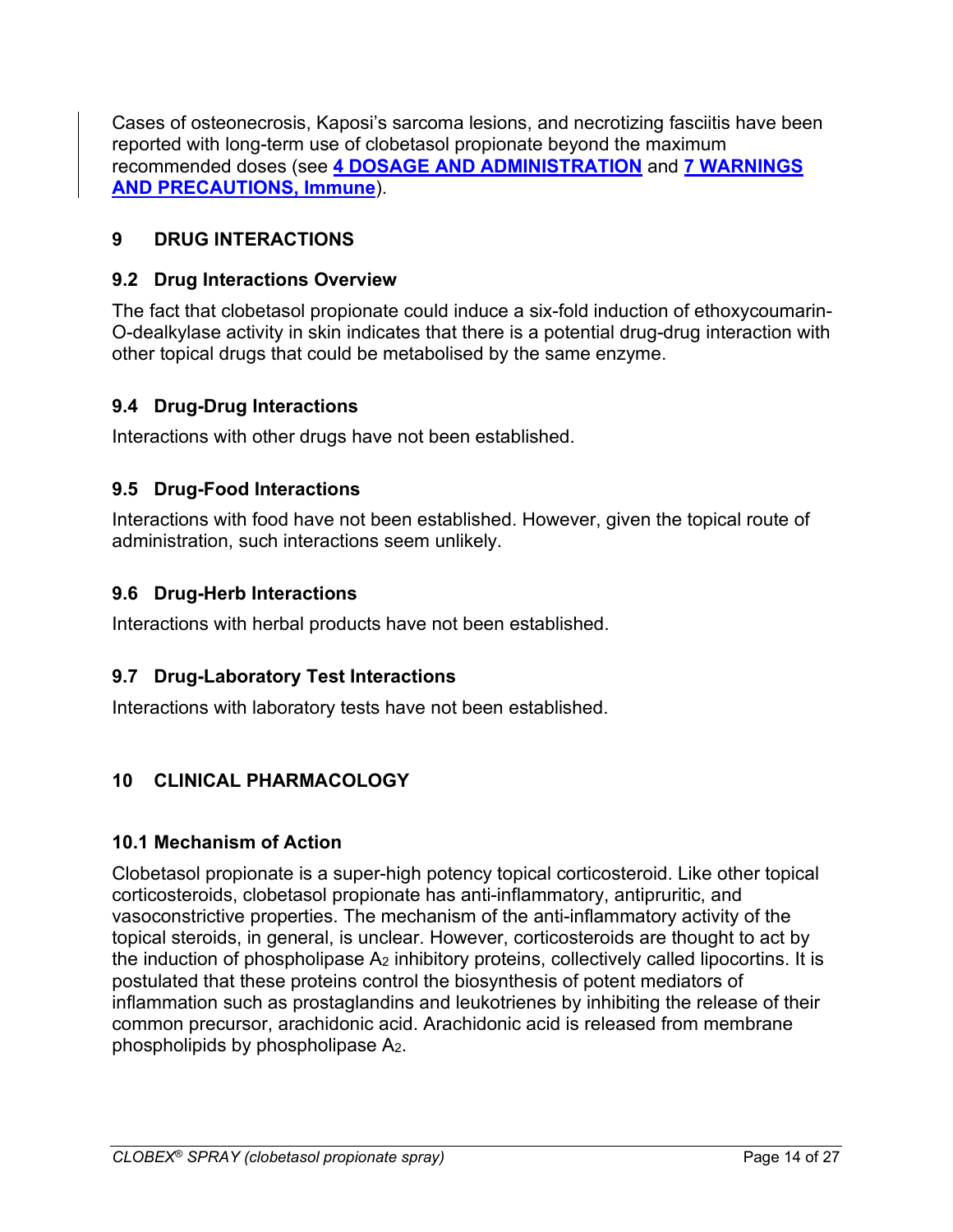Cases of osteonecrosis, Kaposi's sarcoma lesions, and necrotizing fasciitis have been reported with long-term use of clobetasol propionate beyond the maximum recommended doses (see **4 DOSAGE AND ADMINISTRATION** and **7 WARNINGS AND PRECAUTIONS, Immune**).

## 9 DRUG INTERACTIONS

### 9.2 Drug Interactions Overview

The fact that clobetasol propionate could induce a six-fold induction of ethoxycoumarin-O-dealkylase activity in skin indicates that there is a potential drug-drug interaction with other topical drugs that could be metabolised by the same enzyme.

### 9.4 Drug-Drug Interactions

Interactions with other drugs have not been established.

### 9.5 Drug-Food Interactions

Interactions with food have not been established. However, given the topical route of administration, such interactions seem unlikely.

### 9.6 Drug-Herb Interactions

Interactions with herbal products have not been established.

### 9.7 Drug-Laboratory Test Interactions

Interactions with laboratory tests have not been established.

## 10 CLINICAL PHARMACOLOGY

### 10.1 Mechanism of Action

Clobetasol propionate is a super-high potency topical corticosteroid. Like other topical corticosteroids, clobetasol propionate has anti-inflammatory, antipruritic, and vasoconstrictive properties. The mechanism of the anti-inflammatory activity of the topical steroids, in general, is unclear. However, corticosteroids are thought to act by the induction of phospholipase $A_2$ inhibitory proteins, collectively called lipocortins. It is postulated that these proteins control the biosynthesis of potent mediators of inflammation such as prostaglandins and leukotrienes by inhibiting the release of their common precursor, arachidonic acid. Arachidonic acid is released from membrane phospholipids by phospholipase $A_2$.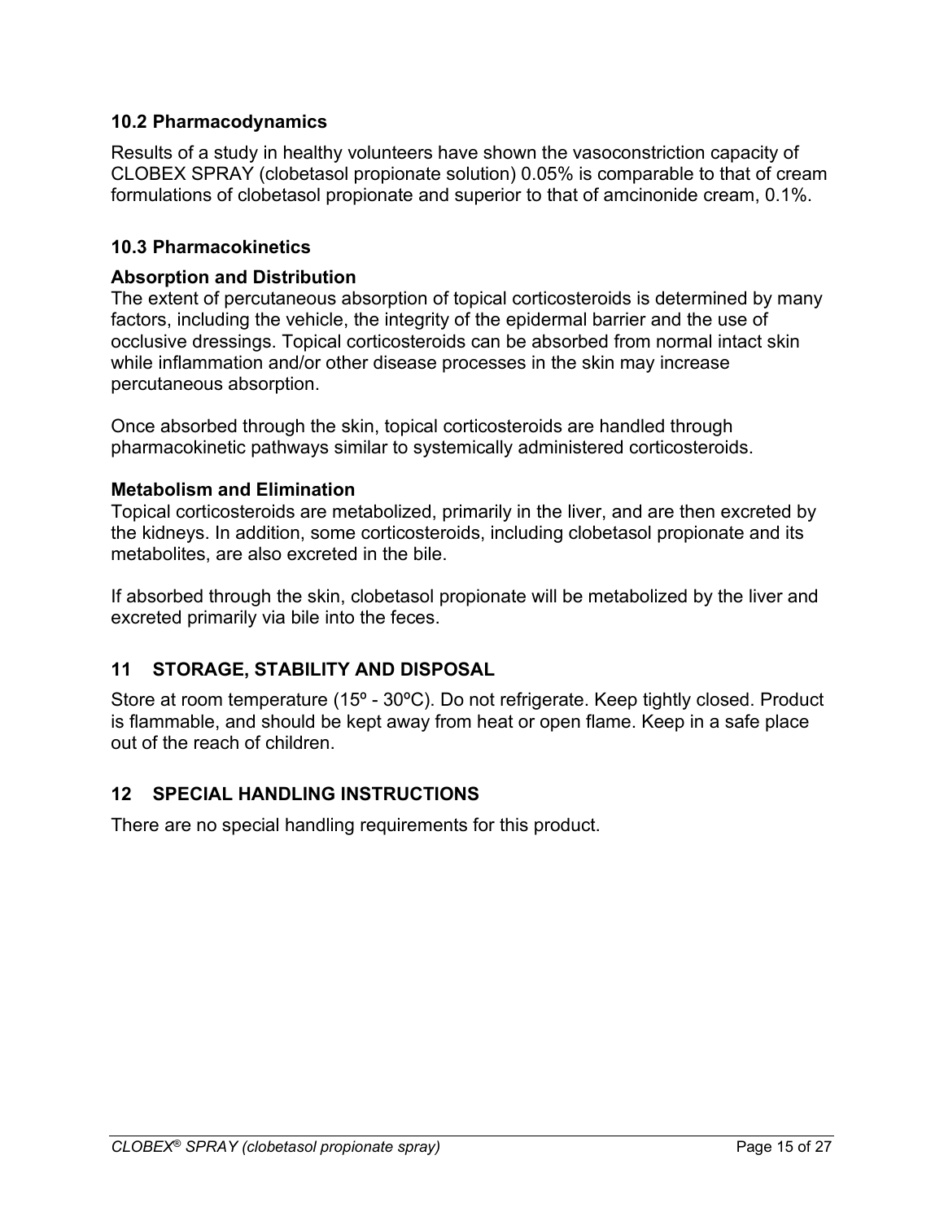### 10.2 Pharmacodynamics

Results of a study in healthy volunteers have shown the vasoconstriction capacity of CLOBEX SPRAY (clobetasol propionate solution) 0.05% is comparable to that of cream formulations of clobetasol propionate and superior to that of amcinonide cream, 0.1%.

### 10.3 Pharmacokinetics

**Absorption and Distribution**

The extent of percutaneous absorption of topical corticosteroids is determined by many factors, including the vehicle, the integrity of the epidermal barrier and the use of occlusive dressings. Topical corticosteroids can be absorbed from normal intact skin while inflammation and/or other disease processes in the skin may increase percutaneous absorption.

Once absorbed through the skin, topical corticosteroids are handled through pharmacokinetic pathways similar to systemically administered corticosteroids.

**Metabolism and Elimination**

Topical corticosteroids are metabolized, primarily in the liver, and are then excreted by the kidneys. In addition, some corticosteroids, including clobetasol propionate and its metabolites, are also excreted in the bile.

If absorbed through the skin, clobetasol propionate will be metabolized by the liver and excreted primarily via bile into the feces.

## 11 STORAGE, STABILITY AND DISPOSAL

Store at room temperature (15º - 30ºC). Do not refrigerate. Keep tightly closed. Product is flammable, and should be kept away from heat or open flame. Keep in a safe place out of the reach of children.

## 12 SPECIAL HANDLING INSTRUCTIONS

There are no special handling requirements for this product.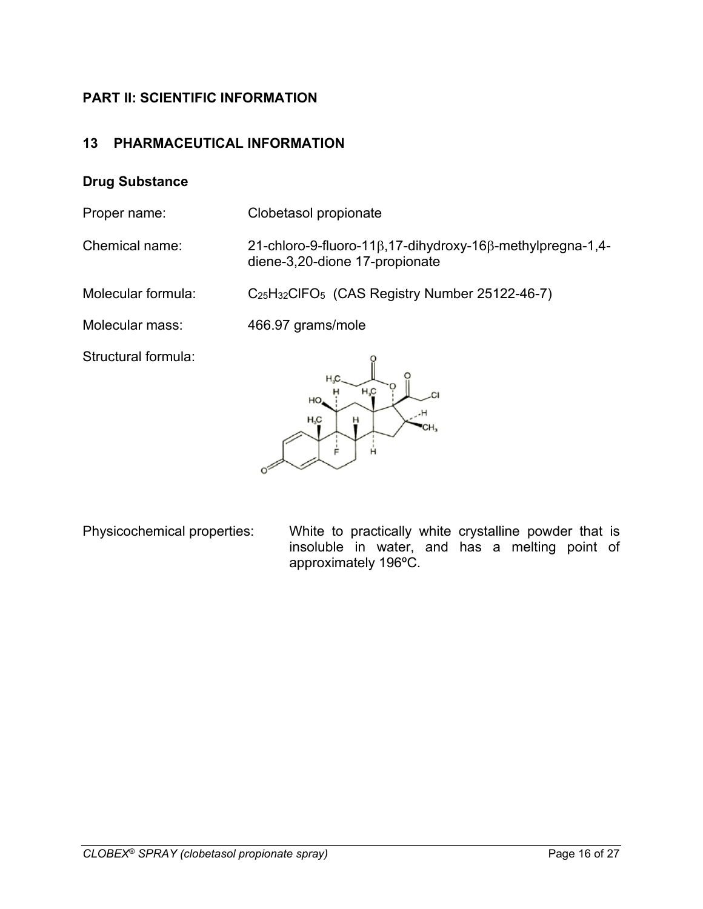## PART II: SCIENTIFIC INFORMATION

## 13 PHARMACEUTICAL INFORMATION

### Drug Substance

Proper name: Clobetasol propionate

Chemical name: 21-chloro-9-fluoro-11β,17-dihydroxy-16β-methylpregna-1,4-diene-3,20-dione 17-propionate

Molecular formula: $C_{25}H_{32}ClFO_5$ (CAS Registry Number 25122-46-7)

Molecular mass: 466.97 grams/mole

Structural formula:

Physicochemical properties: White to practically white crystalline powder that is insoluble in water, and has a melting point of approximately 196ºC.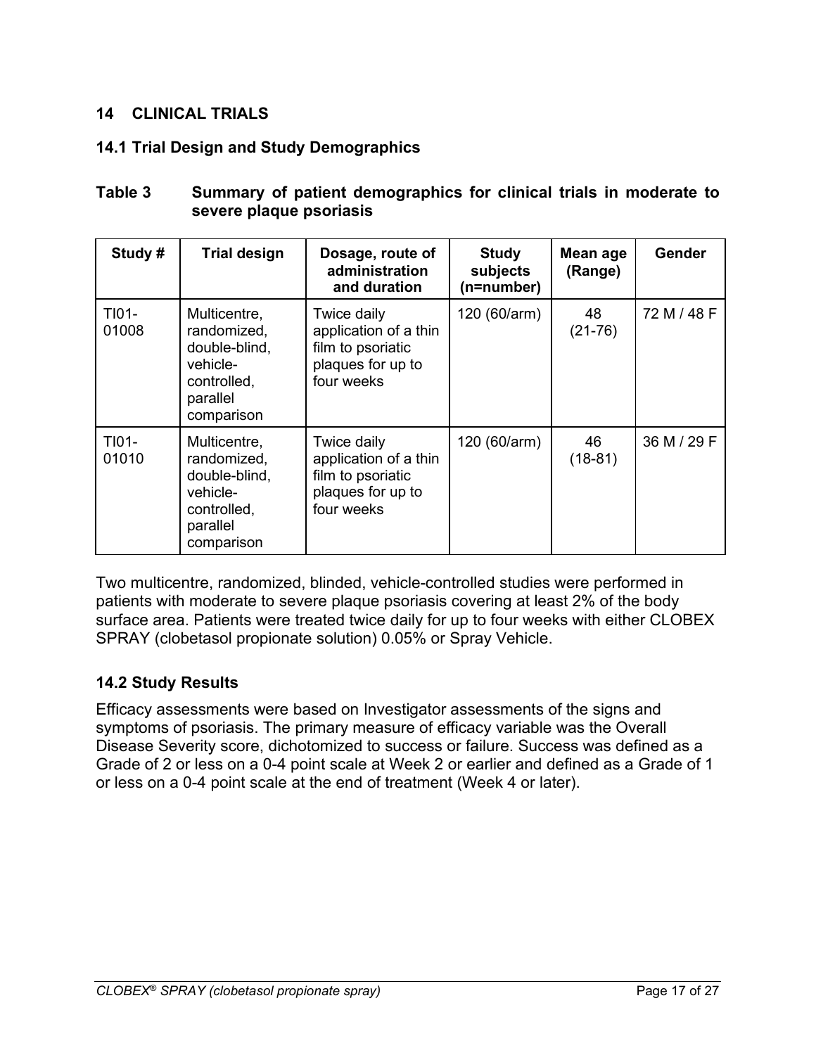## 14 CLINICAL TRIALS

### 14.1 Trial Design and Study Demographics

**Table 3 Summary of patient demographics for clinical trials in moderate to severe plaque psoriasis**

| Study # | Trial design | Dosage, route of administration and duration | Study subjects (n=number) | Mean age (Range) | Gender |
|---|---|---|---|---|---|
| TI01-01008 | Multicentre, randomized, double-blind, vehicle-controlled, parallel comparison | Twice daily application of a thin film to psoriatic plaques for up to four weeks | 120 (60/arm) | 48 (21-76) | 72 M / 48 F |
| TI01-01010 | Multicentre, randomized, double-blind, vehicle-controlled, parallel comparison | Twice daily application of a thin film to psoriatic plaques for up to four weeks | 120 (60/arm) | 46 (18-81) | 36 M / 29 F |

Two multicentre, randomized, blinded, vehicle-controlled studies were performed in patients with moderate to severe plaque psoriasis covering at least 2% of the body surface area. Patients were treated twice daily for up to four weeks with either CLOBEX SPRAY (clobetasol propionate solution) 0.05% or Spray Vehicle.

### 14.2 Study Results

Efficacy assessments were based on Investigator assessments of the signs and symptoms of psoriasis. The primary measure of efficacy variable was the Overall Disease Severity score, dichotomized to success or failure. Success was defined as a Grade of 2 or less on a 0-4 point scale at Week 2 or earlier and defined as a Grade of 1 or less on a 0-4 point scale at the end of treatment (Week 4 or later).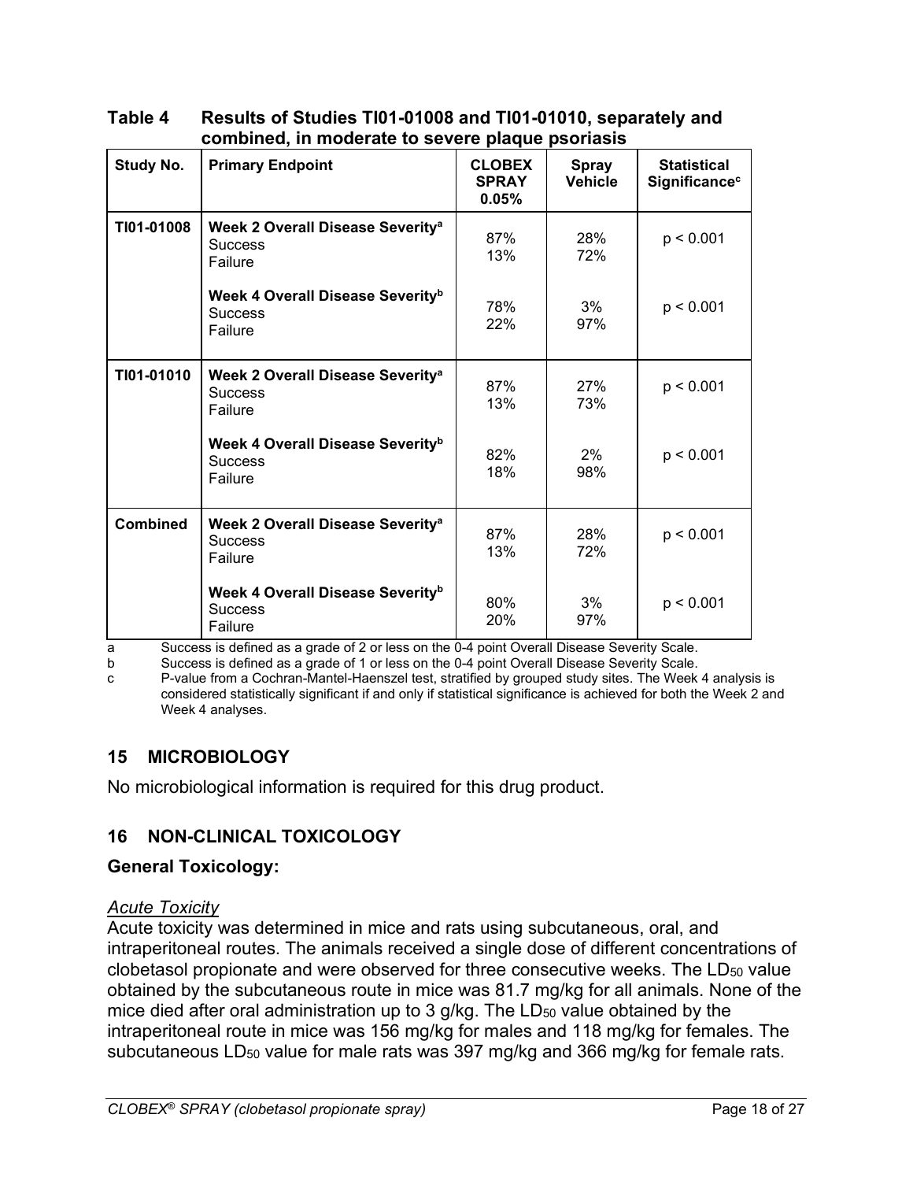**Table 4 Results of Studies TI01-01008 and TI01-01010, separately and combined, in moderate to severe plaque psoriasis**

| Study No. | Primary Endpoint | CLOBEX SPRAY 0.05% | Spray Vehicle | Statistical Significance[c] |
|---|---|---|---|---|
| TI01-01008 | **Week 2 Overall Disease Severity[a]** | | | |
| | Success | 87% | 28% | $p < 0.001$ |
| | Failure | 13% | 72% | |
| | **Week 4 Overall Disease Severity[b]** | | | |
| | Success | 78% | 3% | $p < 0.001$ |
| | Failure | 22% | 97% | |
| TI01-01010 | **Week 2 Overall Disease Severity[a]** | | | |
| | Success | 87% | 27% | $p < 0.001$ |
| | Failure | 13% | 73% | |
| | **Week 4 Overall Disease Severity[b]** | | | |
| | Success | 82% | 2% | $p < 0.001$ |
| | Failure | 18% | 98% | |
| Combined | **Week 2 Overall Disease Severity[a]** | | | |
| | Success | 87% | 28% | $p < 0.001$ |
| | Failure | 13% | 72% | |
| | **Week 4 Overall Disease Severity[b]** | | | |
| | Success | 80% | 3% | $p < 0.001$ |
| | Failure | 20% | 97% | |

a Success is defined as a grade of 2 or less on the 0-4 point Overall Disease Severity Scale.

b Success is defined as a grade of 1 or less on the 0-4 point Overall Disease Severity Scale.

c P-value from a Cochran-Mantel-Haenszel test, stratified by grouped study sites. The Week 4 analysis is considered statistically significant if and only if statistical significance is achieved for both the Week 2 and Week 4 analyses.

## 15 MICROBIOLOGY

No microbiological information is required for this drug product.

## 16 NON-CLINICAL TOXICOLOGY

### General Toxicology:

*Acute Toxicity*

Acute toxicity was determined in mice and rats using subcutaneous, oral, and intraperitoneal routes. The animals received a single dose of different concentrations of clobetasol propionate and were observed for three consecutive weeks. The $LD_{50}$ value obtained by the subcutaneous route in mice was 81.7 mg/kg for all animals. None of the mice died after oral administration up to 3 g/kg. The $LD_{50}$ value obtained by the intraperitoneal route in mice was 156 mg/kg for males and 118 mg/kg for females. The subcutaneous $LD_{50}$ value for male rats was 397 mg/kg and 366 mg/kg for female rats.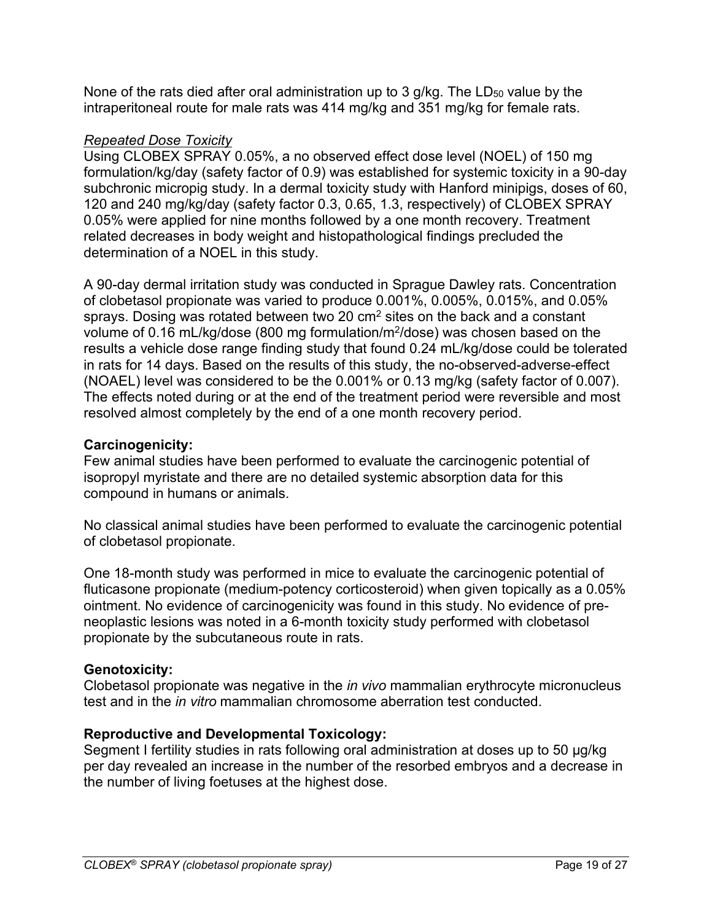None of the rats died after oral administration up to 3 g/kg. The $LD_{50}$ value by the intraperitoneal route for male rats was 414 mg/kg and 351 mg/kg for female rats.

*Repeated Dose Toxicity*

Using CLOBEX SPRAY 0.05%, a no observed effect dose level (NOEL) of 150 mg formulation/kg/day (safety factor of 0.9) was established for systemic toxicity in a 90-day subchronic micropig study. In a dermal toxicity study with Hanford minipigs, doses of 60, 120 and 240 mg/kg/day (safety factor 0.3, 0.65, 1.3, respectively) of CLOBEX SPRAY 0.05% were applied for nine months followed by a one month recovery. Treatment related decreases in body weight and histopathological findings precluded the determination of a NOEL in this study.

A 90-day dermal irritation study was conducted in Sprague Dawley rats. Concentration of clobetasol propionate was varied to produce 0.001%, 0.005%, 0.015%, and 0.05% sprays. Dosing was rotated between two 20 $cm^2$ sites on the back and a constant volume of 0.16 mL/kg/dose (800 mg formulation/$m^2$/dose) was chosen based on the results a vehicle dose range finding study that found 0.24 mL/kg/dose could be tolerated in rats for 14 days. Based on the results of this study, the no-observed-adverse-effect (NOAEL) level was considered to be the 0.001% or 0.13 mg/kg (safety factor of 0.007). The effects noted during or at the end of the treatment period were reversible and most resolved almost completely by the end of a one month recovery period.

**Carcinogenicity:**

Few animal studies have been performed to evaluate the carcinogenic potential of isopropyl myristate and there are no detailed systemic absorption data for this compound in humans or animals.

No classical animal studies have been performed to evaluate the carcinogenic potential of clobetasol propionate.

One 18-month study was performed in mice to evaluate the carcinogenic potential of fluticasone propionate (medium-potency corticosteroid) when given topically as a 0.05% ointment. No evidence of carcinogenicity was found in this study. No evidence of pre-neoplastic lesions was noted in a 6-month toxicity study performed with clobetasol propionate by the subcutaneous route in rats.

**Genotoxicity:**

Clobetasol propionate was negative in the *in vivo* mammalian erythrocyte micronucleus test and in the *in vitro* mammalian chromosome aberration test conducted.

**Reproductive and Developmental Toxicology:**

Segment I fertility studies in rats following oral administration at doses up to 50 µg/kg per day revealed an increase in the number of the resorbed embryos and a decrease in the number of living foetuses at the highest dose.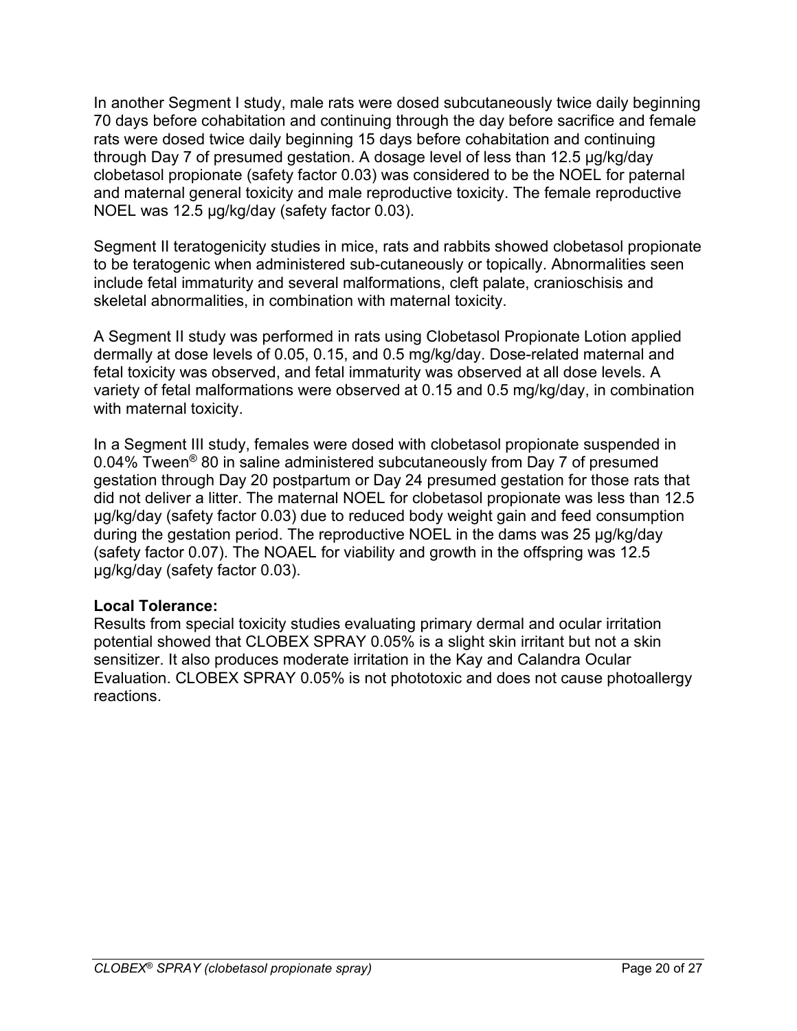In another Segment I study, male rats were dosed subcutaneously twice daily beginning 70 days before cohabitation and continuing through the day before sacrifice and female rats were dosed twice daily beginning 15 days before cohabitation and continuing through Day 7 of presumed gestation. A dosage level of less than 12.5 µg/kg/day clobetasol propionate (safety factor 0.03) was considered to be the NOEL for paternal and maternal general toxicity and male reproductive toxicity. The female reproductive NOEL was 12.5 µg/kg/day (safety factor 0.03).

Segment II teratogenicity studies in mice, rats and rabbits showed clobetasol propionate to be teratogenic when administered sub-cutaneously or topically. Abnormalities seen include fetal immaturity and several malformations, cleft palate, cranioschisis and skeletal abnormalities, in combination with maternal toxicity.

A Segment II study was performed in rats using Clobetasol Propionate Lotion applied dermally at dose levels of 0.05, 0.15, and 0.5 mg/kg/day. Dose-related maternal and fetal toxicity was observed, and fetal immaturity was observed at all dose levels. A variety of fetal malformations were observed at 0.15 and 0.5 mg/kg/day, in combination with maternal toxicity.

In a Segment III study, females were dosed with clobetasol propionate suspended in 0.04% Tween® 80 in saline administered subcutaneously from Day 7 of presumed gestation through Day 20 postpartum or Day 24 presumed gestation for those rats that did not deliver a litter. The maternal NOEL for clobetasol propionate was less than 12.5 µg/kg/day (safety factor 0.03) due to reduced body weight gain and feed consumption during the gestation period. The reproductive NOEL in the dams was 25 µg/kg/day (safety factor 0.07). The NOAEL for viability and growth in the offspring was 12.5 µg/kg/day (safety factor 0.03).

**Local Tolerance:**
Results from special toxicity studies evaluating primary dermal and ocular irritation potential showed that CLOBEX SPRAY 0.05% is a slight skin irritant but not a skin sensitizer. It also produces moderate irritation in the Kay and Calandra Ocular Evaluation. CLOBEX SPRAY 0.05% is not phototoxic and does not cause photoallergy reactions.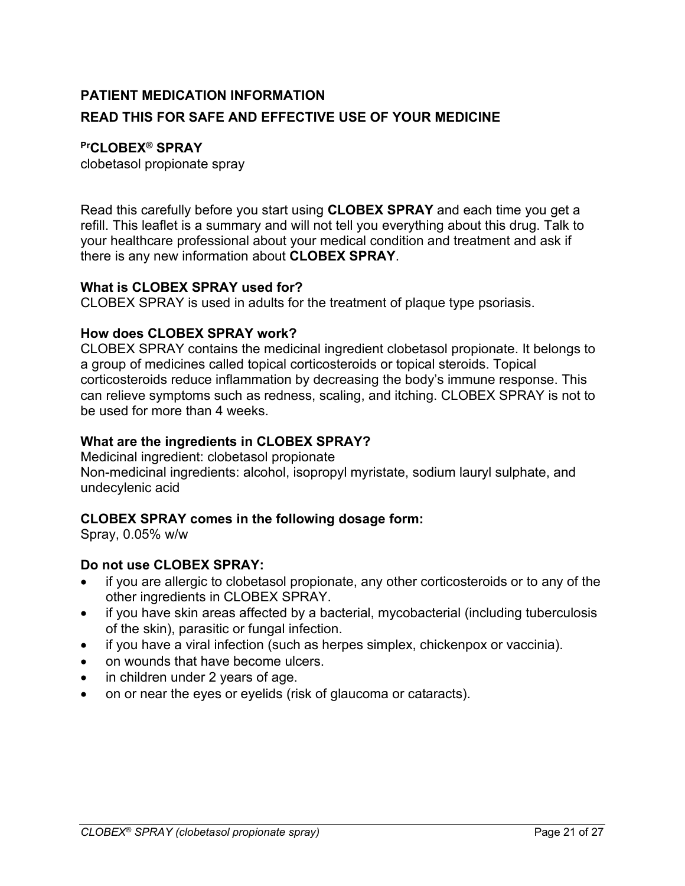## PATIENT MEDICATION INFORMATION

## READ THIS FOR SAFE AND EFFECTIVE USE OF YOUR MEDICINE

**[Pr]CLOBEX® SPRAY**
clobetasol propionate spray

Read this carefully before you start using **CLOBEX SPRAY** and each time you get a refill. This leaflet is a summary and will not tell you everything about this drug. Talk to your healthcare professional about your medical condition and treatment and ask if there is any new information about **CLOBEX SPRAY**.

**What is CLOBEX SPRAY used for?**
CLOBEX SPRAY is used in adults for the treatment of plaque type psoriasis.

**How does CLOBEX SPRAY work?**
CLOBEX SPRAY contains the medicinal ingredient clobetasol propionate. It belongs to a group of medicines called topical corticosteroids or topical steroids. Topical corticosteroids reduce inflammation by decreasing the body's immune response. This can relieve symptoms such as redness, scaling, and itching. CLOBEX SPRAY is not to be used for more than 4 weeks.

**What are the ingredients in CLOBEX SPRAY?**
Medicinal ingredient: clobetasol propionate
Non-medicinal ingredients: alcohol, isopropyl myristate, sodium lauryl sulphate, and undecylenic acid

**CLOBEX SPRAY comes in the following dosage form:**
Spray, 0.05% w/w

**Do not use CLOBEX SPRAY:**

- if you are allergic to clobetasol propionate, any other corticosteroids or to any of the other ingredients in CLOBEX SPRAY.
- if you have skin areas affected by a bacterial, mycobacterial (including tuberculosis of the skin), parasitic or fungal infection.
- if you have a viral infection (such as herpes simplex, chickenpox or vaccinia).
- on wounds that have become ulcers.
- in children under 2 years of age.
- on or near the eyes or eyelids (risk of glaucoma or cataracts).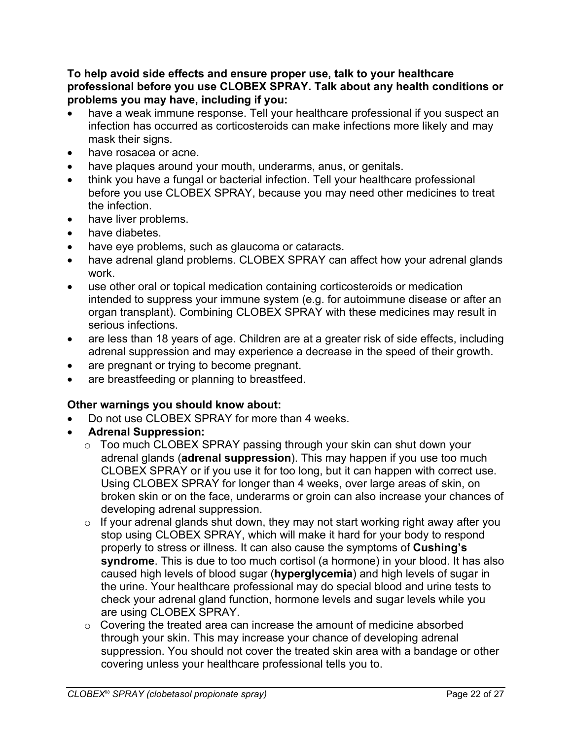**To help avoid side effects and ensure proper use, talk to your healthcare professional before you use CLOBEX SPRAY. Talk about any health conditions or problems you may have, including if you:**

- have a weak immune response. Tell your healthcare professional if you suspect an infection has occurred as corticosteroids can make infections more likely and may mask their signs.
- have rosacea or acne.
- have plaques around your mouth, underarms, anus, or genitals.
- think you have a fungal or bacterial infection. Tell your healthcare professional before you use CLOBEX SPRAY, because you may need other medicines to treat the infection.
- have liver problems.
- have diabetes.
- have eye problems, such as glaucoma or cataracts.
- have adrenal gland problems. CLOBEX SPRAY can affect how your adrenal glands work.
- use other oral or topical medication containing corticosteroids or medication intended to suppress your immune system (e.g. for autoimmune disease or after an organ transplant). Combining CLOBEX SPRAY with these medicines may result in serious infections.
- are less than 18 years of age. Children are at a greater risk of side effects, including adrenal suppression and may experience a decrease in the speed of their growth.
- are pregnant or trying to become pregnant.
- are breastfeeding or planning to breastfeed.

**Other warnings you should know about:**

- Do not use CLOBEX SPRAY for more than 4 weeks.
- **Adrenal Suppression:**
  - Too much CLOBEX SPRAY passing through your skin can shut down your adrenal glands (**adrenal suppression**). This may happen if you use too much CLOBEX SPRAY or if you use it for too long, but it can happen with correct use. Using CLOBEX SPRAY for longer than 4 weeks, over large areas of skin, on broken skin or on the face, underarms or groin can also increase your chances of developing adrenal suppression.
  - If your adrenal glands shut down, they may not start working right away after you stop using CLOBEX SPRAY, which will make it hard for your body to respond properly to stress or illness. It can also cause the symptoms of **Cushing's syndrome**. This is due to too much cortisol (a hormone) in your blood. It has also caused high levels of blood sugar (**hyperglycemia**) and high levels of sugar in the urine. Your healthcare professional may do special blood and urine tests to check your adrenal gland function, hormone levels and sugar levels while you are using CLOBEX SPRAY.
  - Covering the treated area can increase the amount of medicine absorbed through your skin. This may increase your chance of developing adrenal suppression. You should not cover the treated skin area with a bandage or other covering unless your healthcare professional tells you to.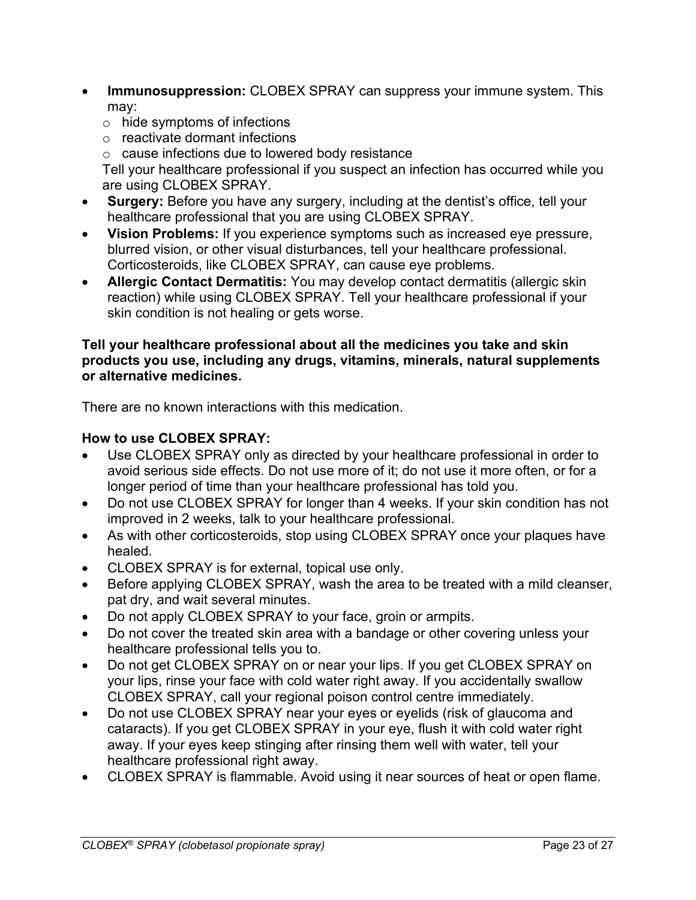- **Immunosuppression:** CLOBEX SPRAY can suppress your immune system. This may:
  - hide symptoms of infections
  - reactivate dormant infections
  - cause infections due to lowered body resistance

  Tell your healthcare professional if you suspect an infection has occurred while you are using CLOBEX SPRAY.
- **Surgery:** Before you have any surgery, including at the dentist's office, tell your healthcare professional that you are using CLOBEX SPRAY.
- **Vision Problems:** If you experience symptoms such as increased eye pressure, blurred vision, or other visual disturbances, tell your healthcare professional. Corticosteroids, like CLOBEX SPRAY, can cause eye problems.
- **Allergic Contact Dermatitis:** You may develop contact dermatitis (allergic skin reaction) while using CLOBEX SPRAY. Tell your healthcare professional if your skin condition is not healing or gets worse.

**Tell your healthcare professional about all the medicines you take and skin products you use, including any drugs, vitamins, minerals, natural supplements or alternative medicines.**

There are no known interactions with this medication.

**How to use CLOBEX SPRAY:**

- Use CLOBEX SPRAY only as directed by your healthcare professional in order to avoid serious side effects. Do not use more of it; do not use it more often, or for a longer period of time than your healthcare professional has told you.
- Do not use CLOBEX SPRAY for longer than 4 weeks. If your skin condition has not improved in 2 weeks, talk to your healthcare professional.
- As with other corticosteroids, stop using CLOBEX SPRAY once your plaques have healed.
- CLOBEX SPRAY is for external, topical use only.
- Before applying CLOBEX SPRAY, wash the area to be treated with a mild cleanser, pat dry, and wait several minutes.
- Do not apply CLOBEX SPRAY to your face, groin or armpits.
- Do not cover the treated skin area with a bandage or other covering unless your healthcare professional tells you to.
- Do not get CLOBEX SPRAY on or near your lips. If you get CLOBEX SPRAY on your lips, rinse your face with cold water right away. If you accidentally swallow CLOBEX SPRAY, call your regional poison control centre immediately.
- Do not use CLOBEX SPRAY near your eyes or eyelids (risk of glaucoma and cataracts). If you get CLOBEX SPRAY in your eye, flush it with cold water right away. If your eyes keep stinging after rinsing them well with water, tell your healthcare professional right away.
- CLOBEX SPRAY is flammable. Avoid using it near sources of heat or open flame.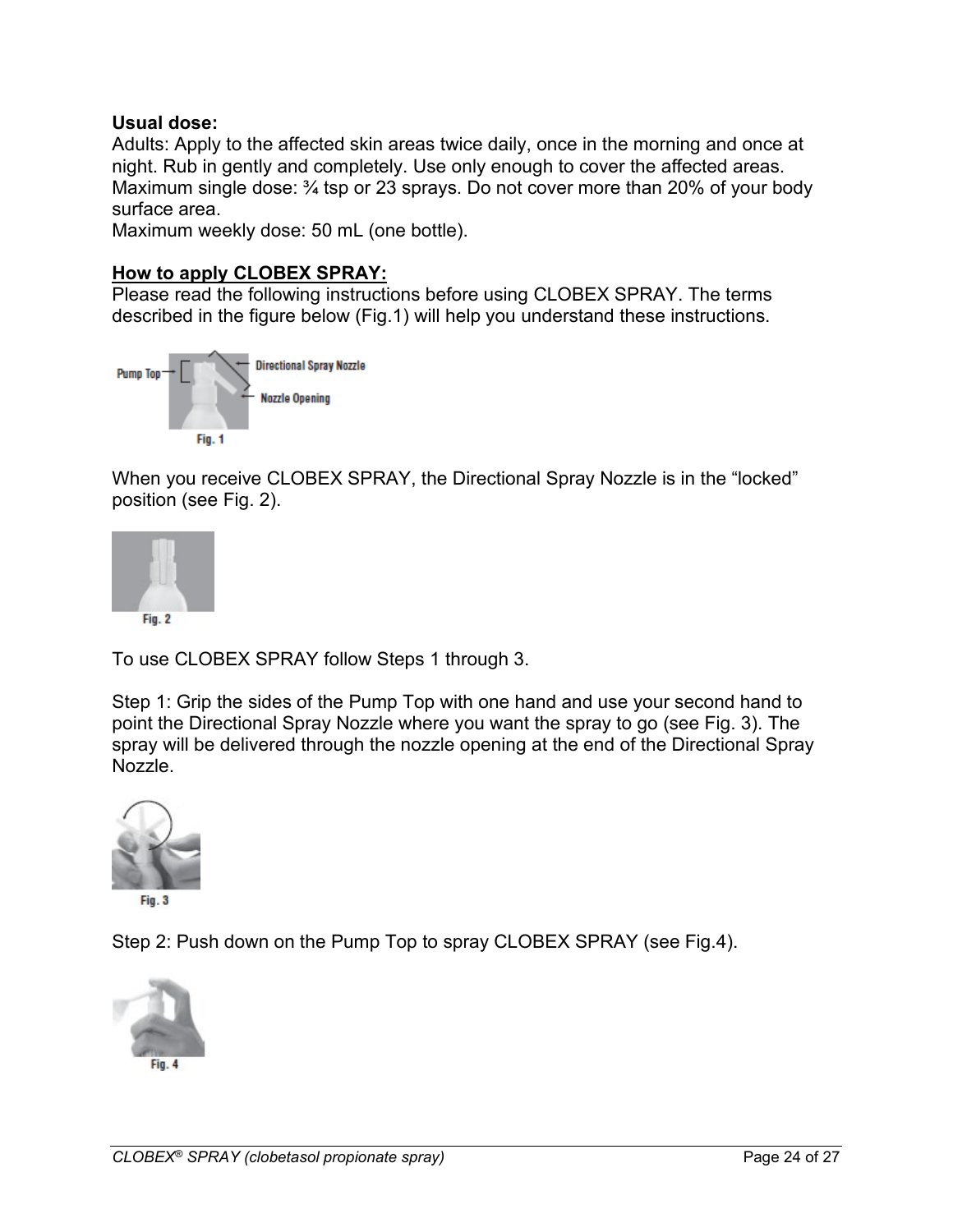**Usual dose:**
Adults: Apply to the affected skin areas twice daily, once in the morning and once at night. Rub in gently and completely. Use only enough to cover the affected areas. Maximum single dose: ¾ tsp or 23 sprays. Do not cover more than 20% of your body surface area.
Maximum weekly dose: 50 mL (one bottle).

**How to apply CLOBEX SPRAY:**
Please read the following instructions before using CLOBEX SPRAY. The terms described in the figure below (Fig.1) will help you understand these instructions.

Pump Top — Directional Spray Nozzle — Nozzle Opening

Fig. 1

When you receive CLOBEX SPRAY, the Directional Spray Nozzle is in the “locked” position (see Fig. 2).

Fig. 2

To use CLOBEX SPRAY follow Steps 1 through 3.

Step 1: Grip the sides of the Pump Top with one hand and use your second hand to point the Directional Spray Nozzle where you want the spray to go (see Fig. 3). The spray will be delivered through the nozzle opening at the end of the Directional Spray Nozzle.

Fig. 3

Step 2: Push down on the Pump Top to spray CLOBEX SPRAY (see Fig.4).

Fig. 4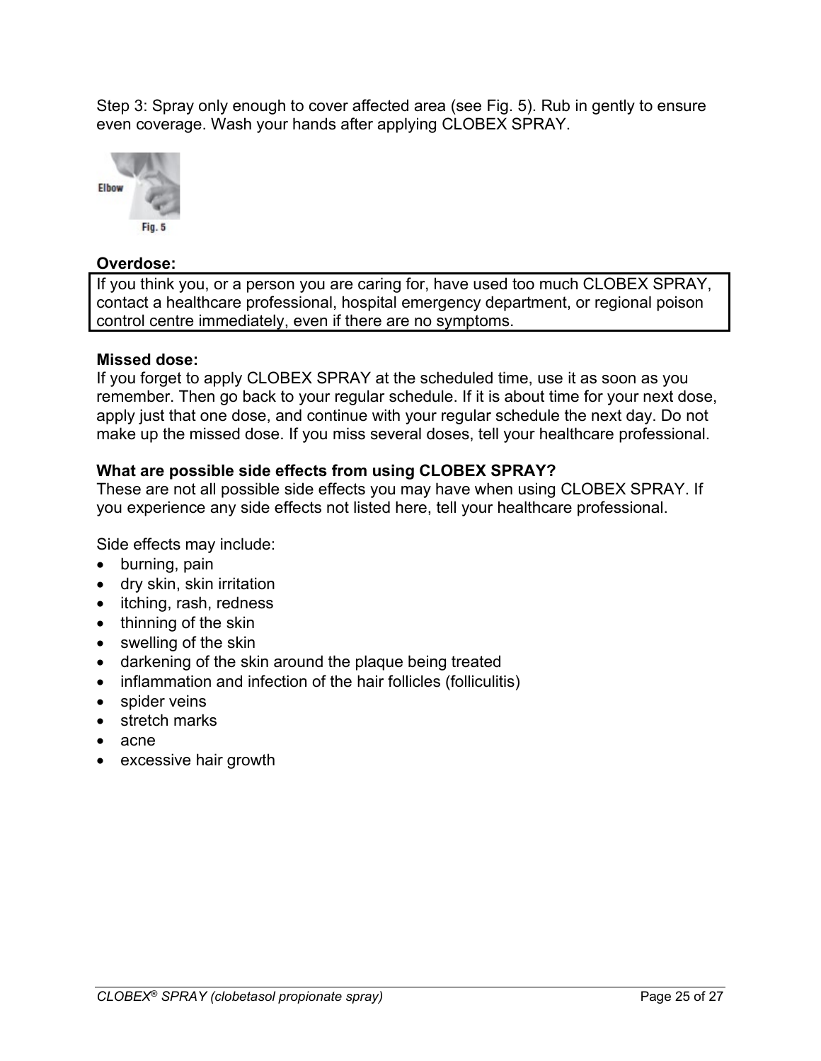Step 3: Spray only enough to cover affected area (see Fig. 5). Rub in gently to ensure even coverage. Wash your hands after applying CLOBEX SPRAY.

Elbow

Fig. 5

**Overdose:**

If you think you, or a person you are caring for, have used too much CLOBEX SPRAY, contact a healthcare professional, hospital emergency department, or regional poison control centre immediately, even if there are no symptoms.

**Missed dose:**

If you forget to apply CLOBEX SPRAY at the scheduled time, use it as soon as you remember. Then go back to your regular schedule. If it is about time for your next dose, apply just that one dose, and continue with your regular schedule the next day. Do not make up the missed dose. If you miss several doses, tell your healthcare professional.

**What are possible side effects from using CLOBEX SPRAY?**

These are not all possible side effects you may have when using CLOBEX SPRAY. If you experience any side effects not listed here, tell your healthcare professional.

Side effects may include:

- burning, pain
- dry skin, skin irritation
- itching, rash, redness
- thinning of the skin
- swelling of the skin
- darkening of the skin around the plaque being treated
- inflammation and infection of the hair follicles (folliculitis)
- spider veins
- stretch marks
- acne
- excessive hair growth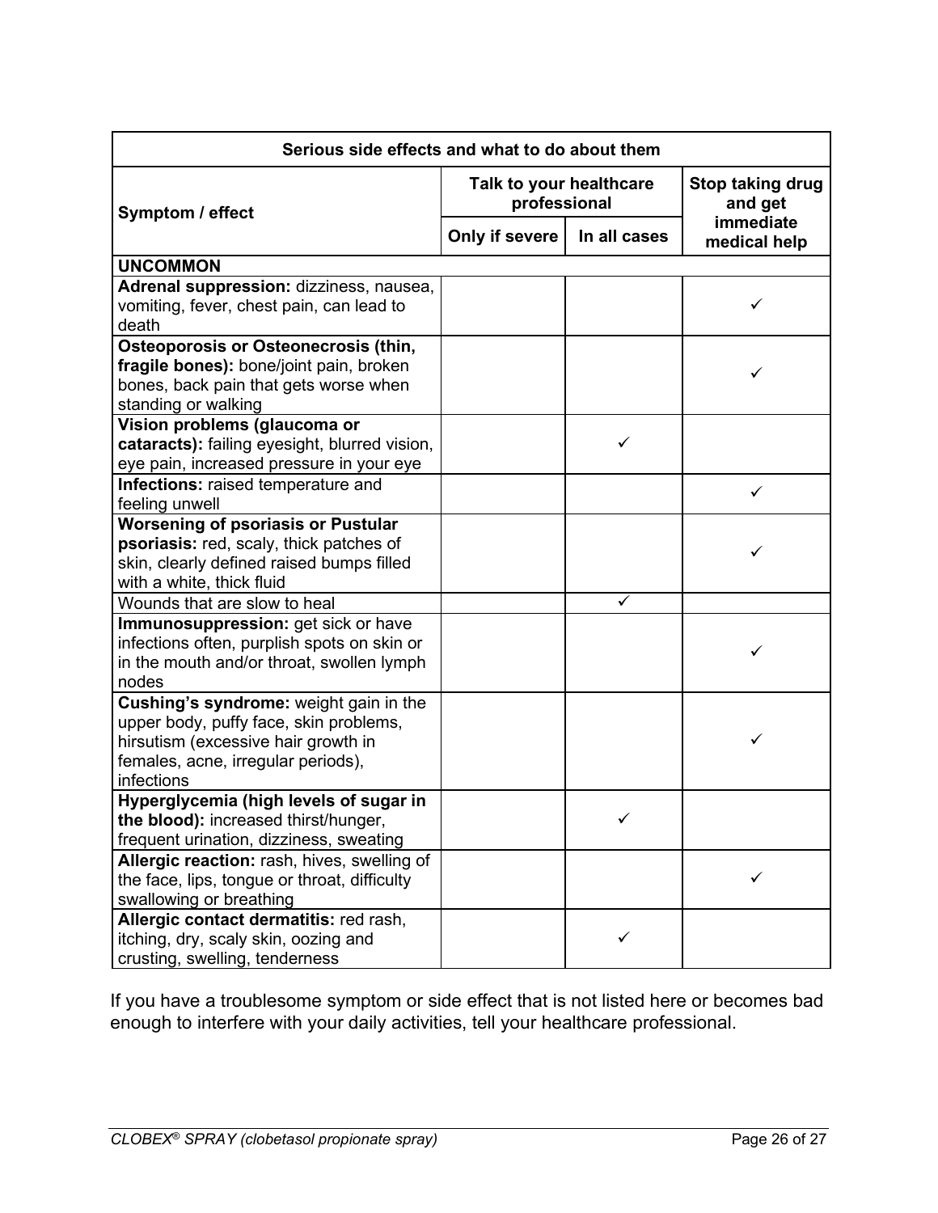| Serious side effects and what to do about them | | | |
|---|---|---|---|
| Symptom / effect | Talk to your healthcare professional | | Stop taking drug and get immediate medical help |
| | Only if severe | In all cases | |
| **UNCOMMON** | | | |
| **Adrenal suppression:** dizziness, nausea, vomiting, fever, chest pain, can lead to death | | | ✓ |
| **Osteoporosis or Osteonecrosis (thin, fragile bones):** bone/joint pain, broken bones, back pain that gets worse when standing or walking | | | ✓ |
| **Vision problems (glaucoma or cataracts):** failing eyesight, blurred vision, eye pain, increased pressure in your eye | | ✓ | |
| **Infections:** raised temperature and feeling unwell | | | ✓ |
| **Worsening of psoriasis or Pustular psoriasis:** red, scaly, thick patches of skin, clearly defined raised bumps filled with a white, thick fluid | | | ✓ |
| Wounds that are slow to heal | | ✓ | |
| **Immunosuppression:** get sick or have infections often, purplish spots on skin or in the mouth and/or throat, swollen lymph nodes | | | ✓ |
| **Cushing's syndrome:** weight gain in the upper body, puffy face, skin problems, hirsutism (excessive hair growth in females, acne, irregular periods), infections | | | ✓ |
| **Hyperglycemia (high levels of sugar in the blood):** increased thirst/hunger, frequent urination, dizziness, sweating | | ✓ | |
| **Allergic reaction:** rash, hives, swelling of the face, lips, tongue or throat, difficulty swallowing or breathing | | | ✓ |
| **Allergic contact dermatitis:** red rash, itching, dry, scaly skin, oozing and crusting, swelling, tenderness | | ✓ | |

If you have a troublesome symptom or side effect that is not listed here or becomes bad enough to interfere with your daily activities, tell your healthcare professional.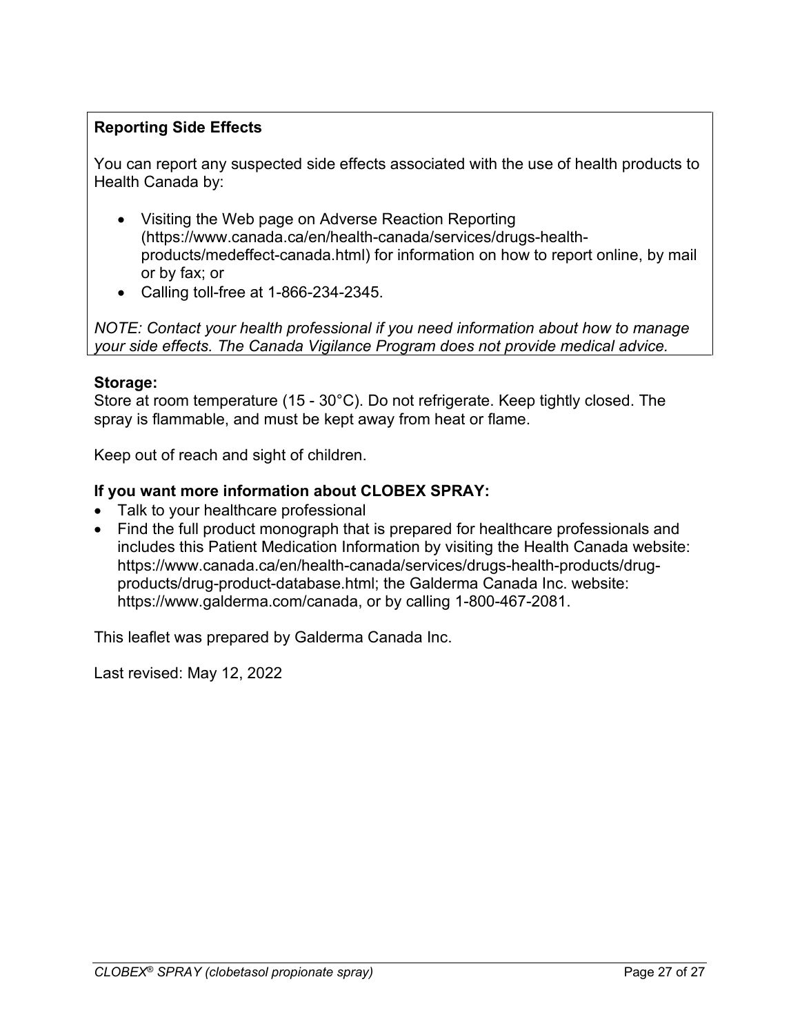**Reporting Side Effects**

You can report any suspected side effects associated with the use of health products to Health Canada by:

- Visiting the Web page on Adverse Reaction Reporting (https://www.canada.ca/en/health-canada/services/drugs-health-products/medeffect-canada.html) for information on how to report online, by mail or by fax; or
- Calling toll-free at 1-866-234-2345.

*NOTE: Contact your health professional if you need information about how to manage your side effects. The Canada Vigilance Program does not provide medical advice.*

**Storage:**
Store at room temperature (15 - 30°C). Do not refrigerate. Keep tightly closed. The spray is flammable, and must be kept away from heat or flame.

Keep out of reach and sight of children.

**If you want more information about CLOBEX SPRAY:**

- Talk to your healthcare professional
- Find the full product monograph that is prepared for healthcare professionals and includes this Patient Medication Information by visiting the Health Canada website: https://www.canada.ca/en/health-canada/services/drugs-health-products/drug-products/drug-product-database.html; the Galderma Canada Inc. website: https://www.galderma.com/canada, or by calling 1-800-467-2081.

This leaflet was prepared by Galderma Canada Inc.

Last revised: May 12, 2022